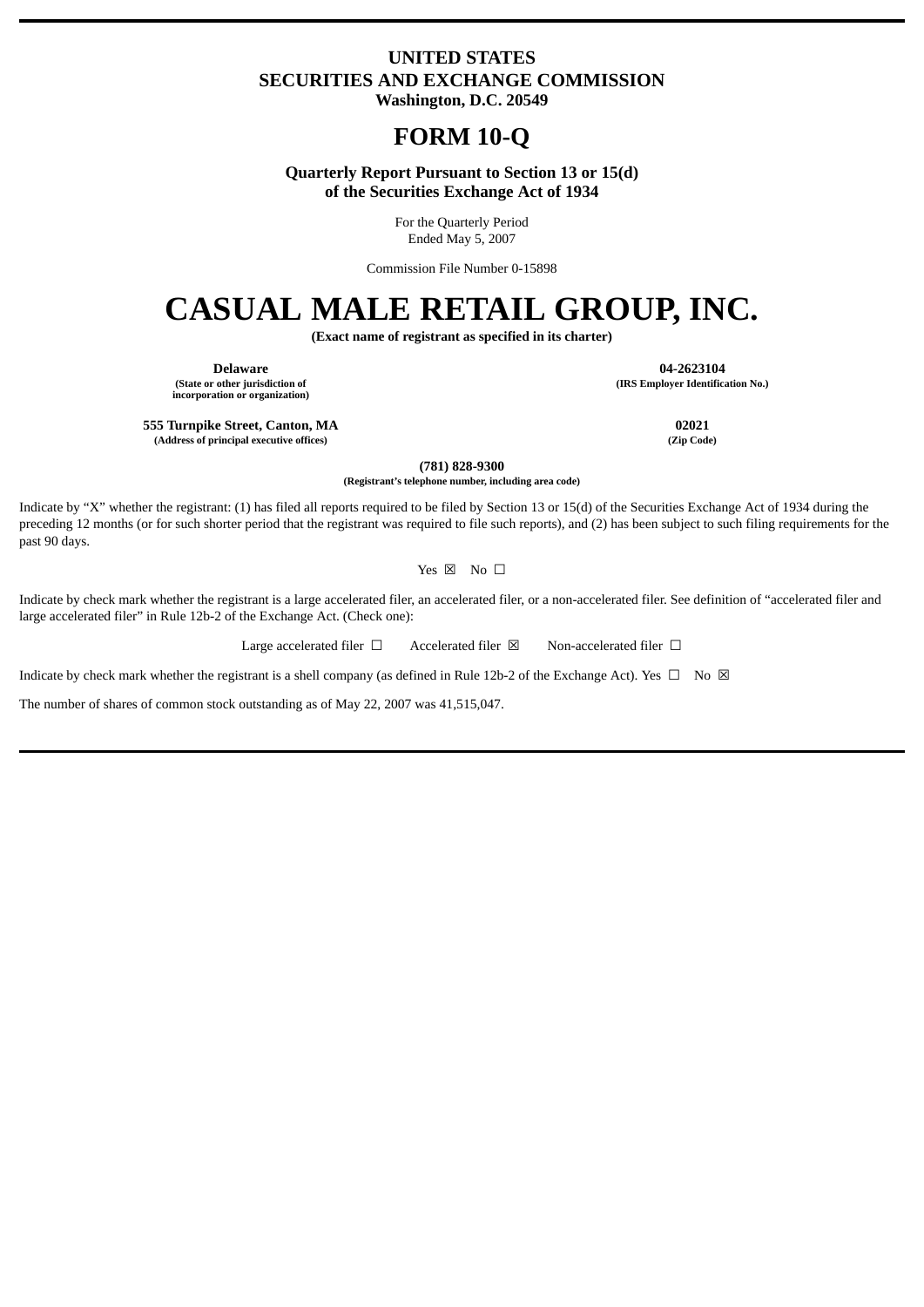**UNITED STATES**
**SECURITIES AND EXCHANGE COMMISSION**
**Washington, D.C. 20549**

# FORM 10-Q

**Quarterly Report Pursuant to Section 13 or 15(d)**
**of the Securities Exchange Act of 1934**

For the Quarterly Period
Ended May 5, 2007

Commission File Number 0-15898

# CASUAL MALE RETAIL GROUP, INC.

**(Exact name of registrant as specified in its charter)**

| | |
|---|---|
| **Delaware** | **04-2623104** |
| **(State or other jurisdiction of incorporation or organization)** | **(IRS Employer Identification No.)** |
| **555 Turnpike Street, Canton, MA** | **02021** |
| **(Address of principal executive offices)** | **(Zip Code)** |

**(781) 828-9300**
**(Registrant's telephone number, including area code)**

Indicate by "X" whether the registrant: (1) has filed all reports required to be filed by Section 13 or 15(d) of the Securities Exchange Act of 1934 during the preceding 12 months (or for such shorter period that the registrant was required to file such reports), and (2) has been subject to such filing requirements for the past 90 days.

Yes ☒ No ☐

Indicate by check mark whether the registrant is a large accelerated filer, an accelerated filer, or a non-accelerated filer. See definition of "accelerated filer and large accelerated filer" in Rule 12b-2 of the Exchange Act. (Check one):

Large accelerated filer ☐ Accelerated filer ☒ Non-accelerated filer ☐

Indicate by check mark whether the registrant is a shell company (as defined in Rule 12b-2 of the Exchange Act). Yes ☐ No ☒

The number of shares of common stock outstanding as of May 22, 2007 was 41,515,047.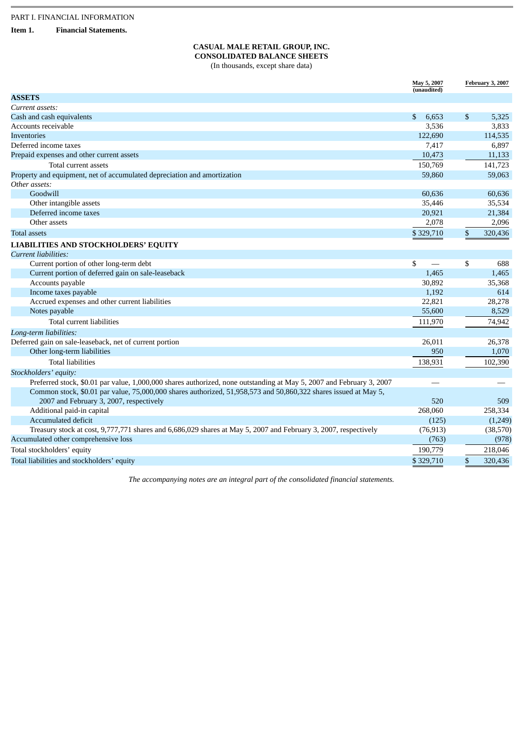PART I. FINANCIAL INFORMATION

**Item 1. Financial Statements.**

**CASUAL MALE RETAIL GROUP, INC.**
**CONSOLIDATED BALANCE SHEETS**
(In thousands, except share data)

| | May 5, 2007 (unaudited) | February 3, 2007 |
|---|---|---|
| **ASSETS** | | |
| *Current assets:* | | |
| Cash and cash equivalents | $ 6,653 | $ 5,325 |
| Accounts receivable | 3,536 | 3,833 |
| Inventories | 122,690 | 114,535 |
| Deferred income taxes | 7,417 | 6,897 |
| Prepaid expenses and other current assets | 10,473 | 11,133 |
| Total current assets | 150,769 | 141,723 |
| Property and equipment, net of accumulated depreciation and amortization | 59,860 | 59,063 |
| *Other assets:* | | |
| Goodwill | 60,636 | 60,636 |
| Other intangible assets | 35,446 | 35,534 |
| Deferred income taxes | 20,921 | 21,384 |
| Other assets | 2,078 | 2,096 |
| Total assets | $ 329,710 | $ 320,436 |
| **LIABILITIES AND STOCKHOLDERS' EQUITY** | | |
| *Current liabilities:* | | |
| Current portion of other long-term debt | $ — | $ 688 |
| Current portion of deferred gain on sale-leaseback | 1,465 | 1,465 |
| Accounts payable | 30,892 | 35,368 |
| Income taxes payable | 1,192 | 614 |
| Accrued expenses and other current liabilities | 22,821 | 28,278 |
| Notes payable | 55,600 | 8,529 |
| Total current liabilities | 111,970 | 74,942 |
| *Long-term liabilities:* | | |
| Deferred gain on sale-leaseback, net of current portion | 26,011 | 26,378 |
| Other long-term liabilities | 950 | 1,070 |
| Total liabilities | 138,931 | 102,390 |
| *Stockholders' equity:* | | |
| Preferred stock, $0.01 par value, 1,000,000 shares authorized, none outstanding at May 5, 2007 and February 3, 2007 | — | — |
| Common stock, $0.01 par value, 75,000,000 shares authorized, 51,958,573 and 50,860,322 shares issued at May 5, 2007 and February 3, 2007, respectively | 520 | 509 |
| Additional paid-in capital | 268,060 | 258,334 |
| Accumulated deficit | (125) | (1,249) |
| Treasury stock at cost, 9,777,771 shares and 6,686,029 shares at May 5, 2007 and February 3, 2007, respectively | (76,913) | (38,570) |
| Accumulated other comprehensive loss | (763) | (978) |
| Total stockholders' equity | 190,779 | 218,046 |
| Total liabilities and stockholders' equity | $ 329,710 | $ 320,436 |

*The accompanying notes are an integral part of the consolidated financial statements.*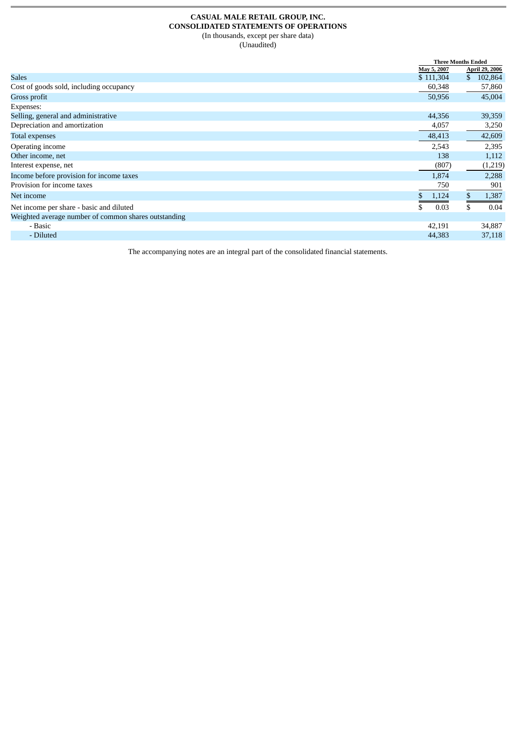**CASUAL MALE RETAIL GROUP, INC.**
**CONSOLIDATED STATEMENTS OF OPERATIONS**
(In thousands, except per share data)
(Unaudited)

| | Three Months Ended | |
|---|---|---|
| | May 5, 2007 | April 29, 2006 |
| Sales | $ 111,304 | $ 102,864 |
| Cost of goods sold, including occupancy | 60,348 | 57,860 |
| Gross profit | 50,956 | 45,004 |
| Expenses: | | |
| Selling, general and administrative | 44,356 | 39,359 |
| Depreciation and amortization | 4,057 | 3,250 |
| Total expenses | 48,413 | 42,609 |
| Operating income | 2,543 | 2,395 |
| Other income, net | 138 | 1,112 |
| Interest expense, net | (807) | (1,219) |
| Income before provision for income taxes | 1,874 | 2,288 |
| Provision for income taxes | 750 | 901 |
| Net income | $ 1,124 | $ 1,387 |
| Net income per share - basic and diluted | $ 0.03 | $ 0.04 |
| Weighted average number of common shares outstanding | | |
| - Basic | 42,191 | 34,887 |
| - Diluted | 44,383 | 37,118 |

The accompanying notes are an integral part of the consolidated financial statements.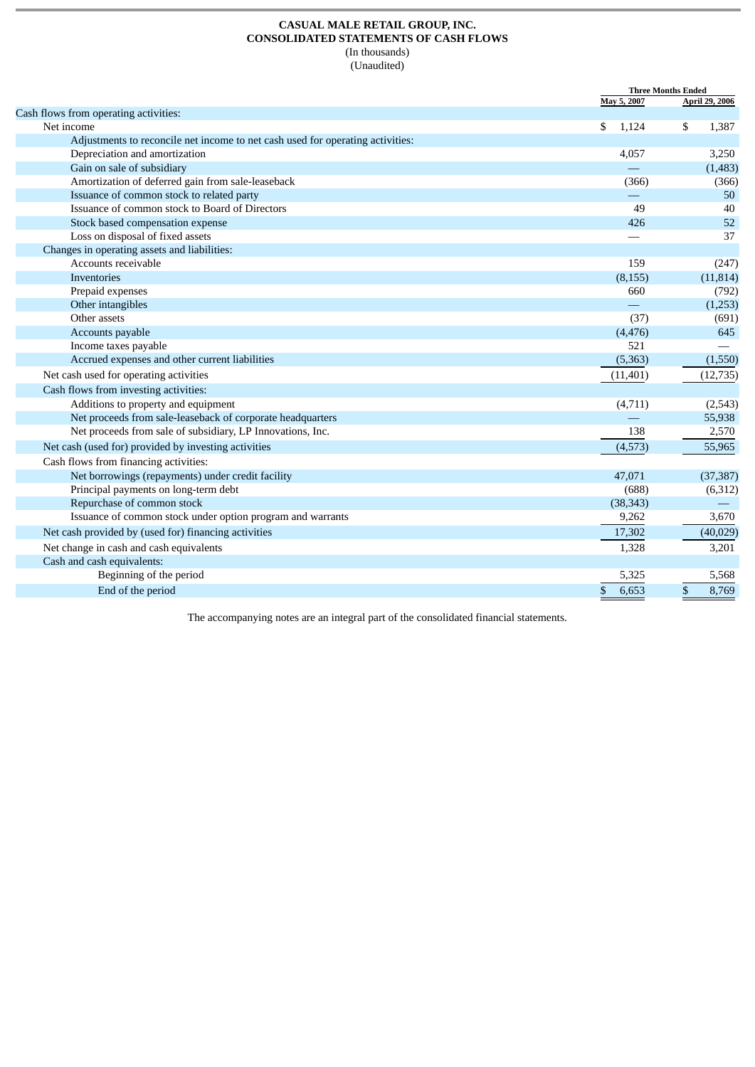**CASUAL MALE RETAIL GROUP, INC.**
**CONSOLIDATED STATEMENTS OF CASH FLOWS**
(In thousands)
(Unaudited)

| | Three Months Ended | |
|---|---|---|
| | May 5, 2007 | April 29, 2006 |
| Cash flows from operating activities: | | |
| Net income | $ 1,124 | $ 1,387 |
| Adjustments to reconcile net income to net cash used for operating activities: | | |
| Depreciation and amortization | 4,057 | 3,250 |
| Gain on sale of subsidiary | — | (1,483) |
| Amortization of deferred gain from sale-leaseback | (366) | (366) |
| Issuance of common stock to related party | — | 50 |
| Issuance of common stock to Board of Directors | 49 | 40 |
| Stock based compensation expense | 426 | 52 |
| Loss on disposal of fixed assets | — | 37 |
| Changes in operating assets and liabilities: | | |
| Accounts receivable | 159 | (247) |
| Inventories | (8,155) | (11,814) |
| Prepaid expenses | 660 | (792) |
| Other intangibles | — | (1,253) |
| Other assets | (37) | (691) |
| Accounts payable | (4,476) | 645 |
| Income taxes payable | 521 | — |
| Accrued expenses and other current liabilities | (5,363) | (1,550) |
| Net cash used for operating activities | (11,401) | (12,735) |
| Cash flows from investing activities: | | |
| Additions to property and equipment | (4,711) | (2,543) |
| Net proceeds from sale-leaseback of corporate headquarters | — | 55,938 |
| Net proceeds from sale of subsidiary, LP Innovations, Inc. | 138 | 2,570 |
| Net cash (used for) provided by investing activities | (4,573) | 55,965 |
| Cash flows from financing activities: | | |
| Net borrowings (repayments) under credit facility | 47,071 | (37,387) |
| Principal payments on long-term debt | (688) | (6,312) |
| Repurchase of common stock | (38,343) | — |
| Issuance of common stock under option program and warrants | 9,262 | 3,670 |
| Net cash provided by (used for) financing activities | 17,302 | (40,029) |
| Net change in cash and cash equivalents | 1,328 | 3,201 |
| Cash and cash equivalents: | | |
| Beginning of the period | 5,325 | 5,568 |
| End of the period | $ 6,653 | $ 8,769 |

The accompanying notes are an integral part of the consolidated financial statements.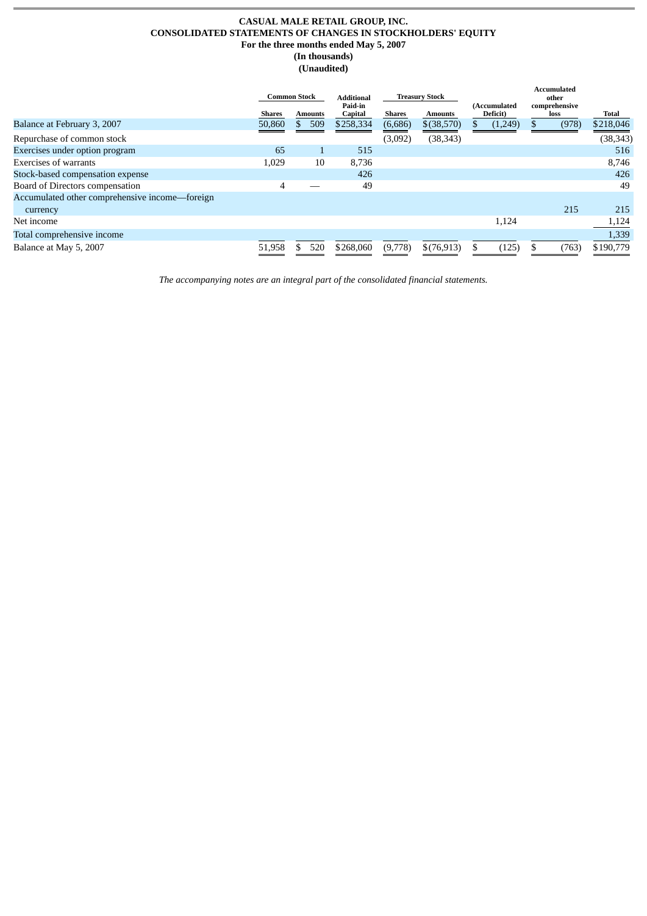**CASUAL MALE RETAIL GROUP, INC.**
**CONSOLIDATED STATEMENTS OF CHANGES IN STOCKHOLDERS' EQUITY**
**For the three months ended May 5, 2007**
**(In thousands)**
**(Unaudited)**

| | Common Stock | | Additional Paid-in Capital | Treasury Stock | | (Accumulated Deficit) | Accumulated other comprehensive loss | Total |
|---|---|---|---|---|---|---|---|---|
| | Shares | Amounts | | Shares | Amounts | | | |
| Balance at February 3, 2007 | 50,860 | $ 509 | $258,334 | (6,686) | $(38,570) | $ (1,249) | $ (978) | $218,046 |
| Repurchase of common stock | | | | (3,092) | (38,343) | | | (38,343) |
| Exercises under option program | 65 | 1 | 515 | | | | | 516 |
| Exercises of warrants | 1,029 | 10 | 8,736 | | | | | 8,746 |
| Stock-based compensation expense | | | 426 | | | | | 426 |
| Board of Directors compensation | 4 | — | 49 | | | | | 49 |
| Accumulated other comprehensive income—foreign currency | | | | | | | 215 | 215 |
| Net income | | | | | | 1,124 | | 1,124 |
| Total comprehensive income | | | | | | | | 1,339 |
| Balance at May 5, 2007 | 51,958 | $ 520 | $268,060 | (9,778) | $(76,913) | $ (125) | $ (763) | $190,779 |

*The accompanying notes are an integral part of the consolidated financial statements.*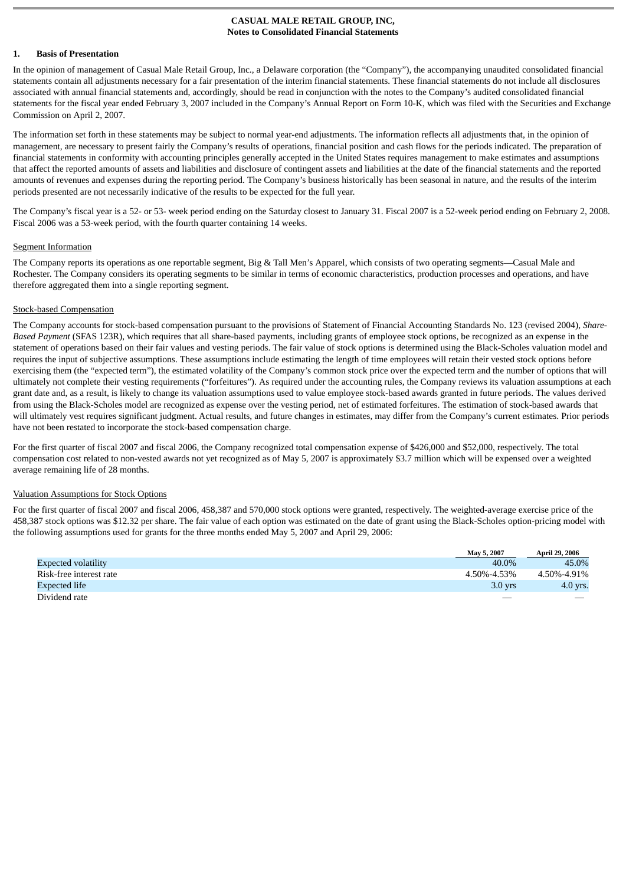**CASUAL MALE RETAIL GROUP, INC,**
**Notes to Consolidated Financial Statements**

## 1. Basis of Presentation

In the opinion of management of Casual Male Retail Group, Inc., a Delaware corporation (the "Company"), the accompanying unaudited consolidated financial statements contain all adjustments necessary for a fair presentation of the interim financial statements. These financial statements do not include all disclosures associated with annual financial statements and, accordingly, should be read in conjunction with the notes to the Company's audited consolidated financial statements for the fiscal year ended February 3, 2007 included in the Company's Annual Report on Form 10-K, which was filed with the Securities and Exchange Commission on April 2, 2007.

The information set forth in these statements may be subject to normal year-end adjustments. The information reflects all adjustments that, in the opinion of management, are necessary to present fairly the Company's results of operations, financial position and cash flows for the periods indicated. The preparation of financial statements in conformity with accounting principles generally accepted in the United States requires management to make estimates and assumptions that affect the reported amounts of assets and liabilities and disclosure of contingent assets and liabilities at the date of the financial statements and the reported amounts of revenues and expenses during the reporting period. The Company's business historically has been seasonal in nature, and the results of the interim periods presented are not necessarily indicative of the results to be expected for the full year.

The Company's fiscal year is a 52- or 53- week period ending on the Saturday closest to January 31. Fiscal 2007 is a 52-week period ending on February 2, 2008. Fiscal 2006 was a 53-week period, with the fourth quarter containing 14 weeks.

### Segment Information

The Company reports its operations as one reportable segment, Big & Tall Men's Apparel, which consists of two operating segments—Casual Male and Rochester. The Company considers its operating segments to be similar in terms of economic characteristics, production processes and operations, and have therefore aggregated them into a single reporting segment.

### Stock-based Compensation

The Company accounts for stock-based compensation pursuant to the provisions of Statement of Financial Accounting Standards No. 123 (revised 2004), *Share-Based Payment* (SFAS 123R), which requires that all share-based payments, including grants of employee stock options, be recognized as an expense in the statement of operations based on their fair values and vesting periods. The fair value of stock options is determined using the Black-Scholes valuation model and requires the input of subjective assumptions. These assumptions include estimating the length of time employees will retain their vested stock options before exercising them (the "expected term"), the estimated volatility of the Company's common stock price over the expected term and the number of options that will ultimately not complete their vesting requirements ("forfeitures"). As required under the accounting rules, the Company reviews its valuation assumptions at each grant date and, as a result, is likely to change its valuation assumptions used to value employee stock-based awards granted in future periods. The values derived from using the Black-Scholes model are recognized as expense over the vesting period, net of estimated forfeitures. The estimation of stock-based awards that will ultimately vest requires significant judgment. Actual results, and future changes in estimates, may differ from the Company's current estimates. Prior periods have not been restated to incorporate the stock-based compensation charge.

For the first quarter of fiscal 2007 and fiscal 2006, the Company recognized total compensation expense of $426,000 and $52,000, respectively. The total compensation cost related to non-vested awards not yet recognized as of May 5, 2007 is approximately $3.7 million which will be expensed over a weighted average remaining life of 28 months.

### Valuation Assumptions for Stock Options

For the first quarter of fiscal 2007 and fiscal 2006, 458,387 and 570,000 stock options were granted, respectively. The weighted-average exercise price of the 458,387 stock options was $12.32 per share. The fair value of each option was estimated on the date of grant using the Black-Scholes option-pricing model with the following assumptions used for grants for the three months ended May 5, 2007 and April 29, 2006:

| | May 5, 2007 | April 29, 2006 |
|---|---|---|
| Expected volatility | 40.0% | 45.0% |
| Risk-free interest rate | 4.50%-4.53% | 4.50%-4.91% |
| Expected life | 3.0 yrs | 4.0 yrs. |
| Dividend rate | — | — |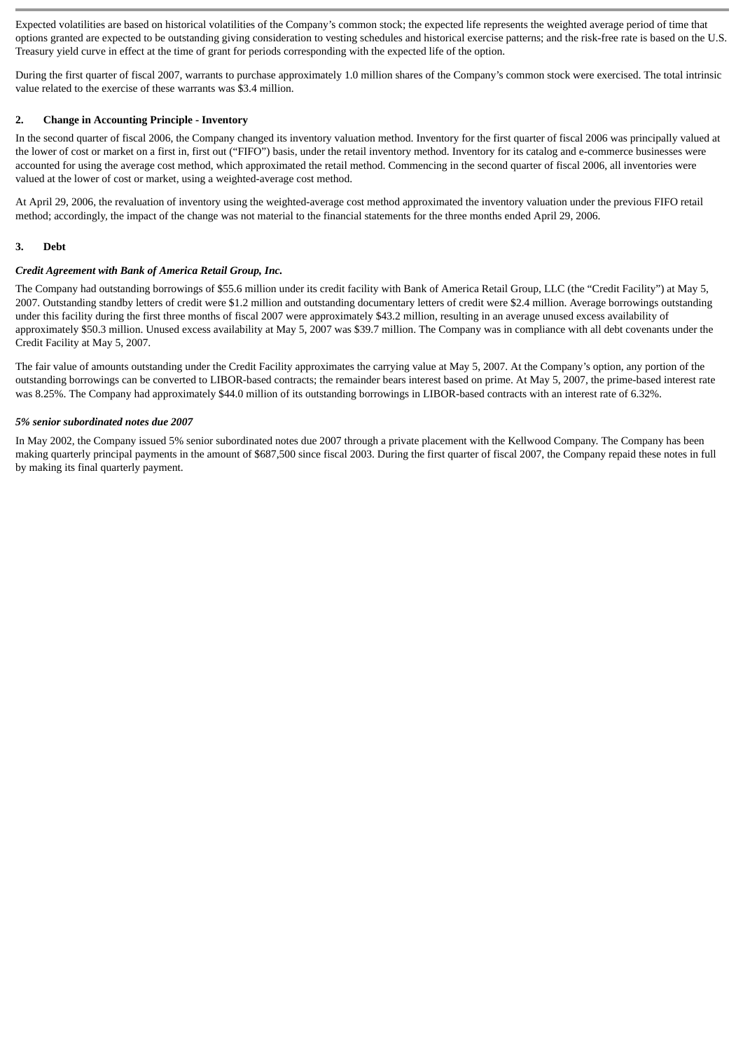Expected volatilities are based on historical volatilities of the Company's common stock; the expected life represents the weighted average period of time that options granted are expected to be outstanding giving consideration to vesting schedules and historical exercise patterns; and the risk-free rate is based on the U.S. Treasury yield curve in effect at the time of grant for periods corresponding with the expected life of the option.

During the first quarter of fiscal 2007, warrants to purchase approximately 1.0 million shares of the Company's common stock were exercised. The total intrinsic value related to the exercise of these warrants was $3.4 million.

## 2. Change in Accounting Principle - Inventory

In the second quarter of fiscal 2006, the Company changed its inventory valuation method. Inventory for the first quarter of fiscal 2006 was principally valued at the lower of cost or market on a first in, first out ("FIFO") basis, under the retail inventory method. Inventory for its catalog and e-commerce businesses were accounted for using the average cost method, which approximated the retail method. Commencing in the second quarter of fiscal 2006, all inventories were valued at the lower of cost or market, using a weighted-average cost method.

At April 29, 2006, the revaluation of inventory using the weighted-average cost method approximated the inventory valuation under the previous FIFO retail method; accordingly, the impact of the change was not material to the financial statements for the three months ended April 29, 2006.

## 3. Debt

***Credit Agreement with Bank of America Retail Group, Inc.***

The Company had outstanding borrowings of $55.6 million under its credit facility with Bank of America Retail Group, LLC (the "Credit Facility") at May 5, 2007. Outstanding standby letters of credit were $1.2 million and outstanding documentary letters of credit were $2.4 million. Average borrowings outstanding under this facility during the first three months of fiscal 2007 were approximately $43.2 million, resulting in an average unused excess availability of approximately $50.3 million. Unused excess availability at May 5, 2007 was $39.7 million. The Company was in compliance with all debt covenants under the Credit Facility at May 5, 2007.

The fair value of amounts outstanding under the Credit Facility approximates the carrying value at May 5, 2007. At the Company's option, any portion of the outstanding borrowings can be converted to LIBOR-based contracts; the remainder bears interest based on prime. At May 5, 2007, the prime-based interest rate was 8.25%. The Company had approximately $44.0 million of its outstanding borrowings in LIBOR-based contracts with an interest rate of 6.32%.

***5% senior subordinated notes due 2007***

In May 2002, the Company issued 5% senior subordinated notes due 2007 through a private placement with the Kellwood Company. The Company has been making quarterly principal payments in the amount of $687,500 since fiscal 2003. During the first quarter of fiscal 2007, the Company repaid these notes in full by making its final quarterly payment.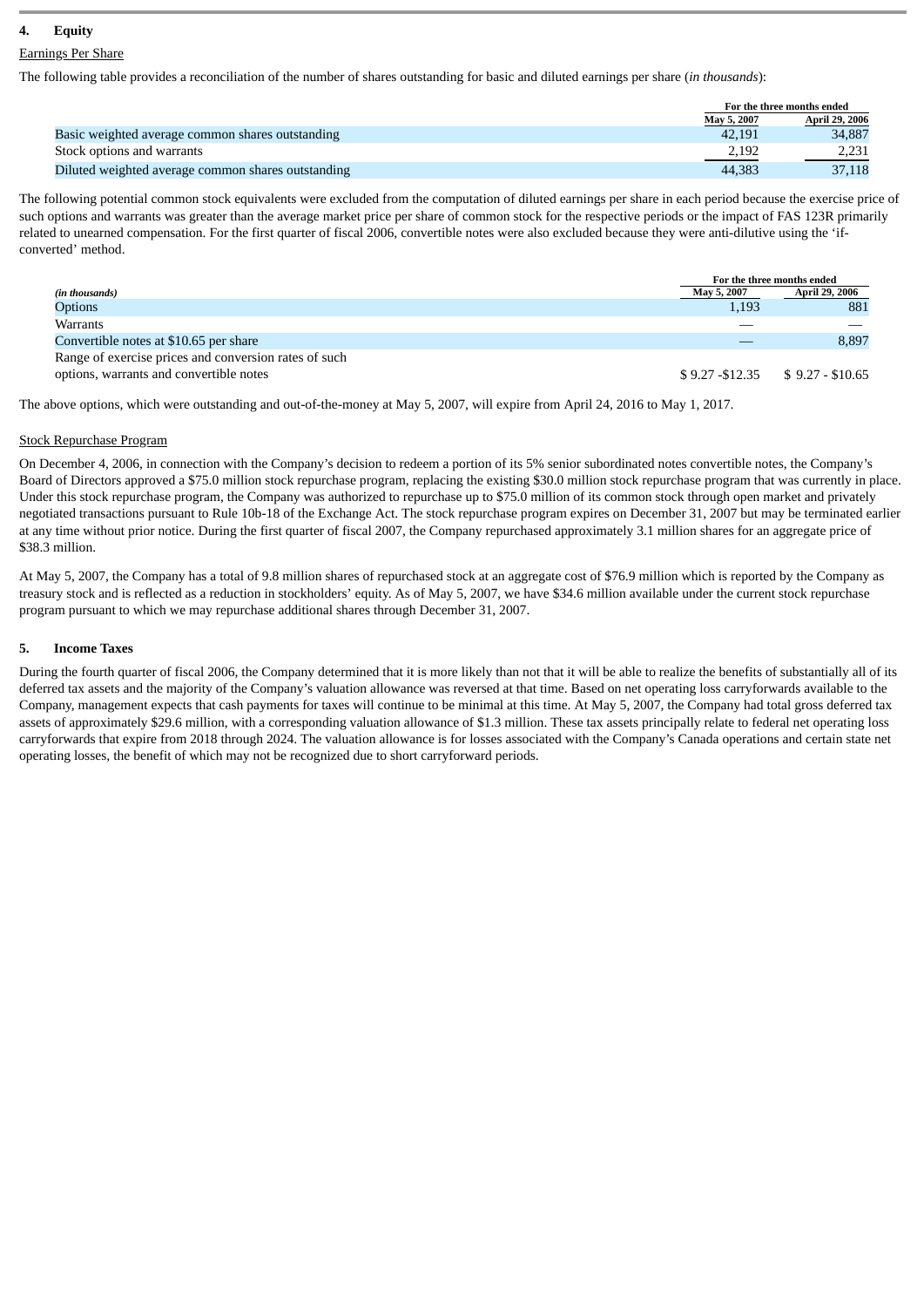## 4. Equity

Earnings Per Share

The following table provides a reconciliation of the number of shares outstanding for basic and diluted earnings per share (*in thousands*):

| | For the three months ended | |
|---|---|---|
| | May 5, 2007 | April 29, 2006 |
| Basic weighted average common shares outstanding | 42,191 | 34,887 |
| Stock options and warrants | 2,192 | 2,231 |
| Diluted weighted average common shares outstanding | 44,383 | 37,118 |

The following potential common stock equivalents were excluded from the computation of diluted earnings per share in each period because the exercise price of such options and warrants was greater than the average market price per share of common stock for the respective periods or the impact of FAS 123R primarily related to unearned compensation. For the first quarter of fiscal 2006, convertible notes were also excluded because they were anti-dilutive using the 'if-converted' method.

| | For the three months ended | |
|---|---|---|
| *(in thousands)* | May 5, 2007 | April 29, 2006 |
| Options | 1,193 | 881 |
| Warrants | — | — |
| Convertible notes at $10.65 per share | — | 8,897 |
| Range of exercise prices and conversion rates of such options, warrants and convertible notes | $ 9.27 -$12.35 | $ 9.27 - $10.65 |

The above options, which were outstanding and out-of-the-money at May 5, 2007, will expire from April 24, 2016 to May 1, 2017.

Stock Repurchase Program

On December 4, 2006, in connection with the Company's decision to redeem a portion of its 5% senior subordinated notes convertible notes, the Company's Board of Directors approved a $75.0 million stock repurchase program, replacing the existing $30.0 million stock repurchase program that was currently in place. Under this stock repurchase program, the Company was authorized to repurchase up to $75.0 million of its common stock through open market and privately negotiated transactions pursuant to Rule 10b-18 of the Exchange Act. The stock repurchase program expires on December 31, 2007 but may be terminated earlier at any time without prior notice. During the first quarter of fiscal 2007, the Company repurchased approximately 3.1 million shares for an aggregate price of $38.3 million.

At May 5, 2007, the Company has a total of 9.8 million shares of repurchased stock at an aggregate cost of $76.9 million which is reported by the Company as treasury stock and is reflected as a reduction in stockholders' equity. As of May 5, 2007, we have $34.6 million available under the current stock repurchase program pursuant to which we may repurchase additional shares through December 31, 2007.

## 5. Income Taxes

During the fourth quarter of fiscal 2006, the Company determined that it is more likely than not that it will be able to realize the benefits of substantially all of its deferred tax assets and the majority of the Company's valuation allowance was reversed at that time. Based on net operating loss carryforwards available to the Company, management expects that cash payments for taxes will continue to be minimal at this time. At May 5, 2007, the Company had total gross deferred tax assets of approximately $29.6 million, with a corresponding valuation allowance of $1.3 million. These tax assets principally relate to federal net operating loss carryforwards that expire from 2018 through 2024. The valuation allowance is for losses associated with the Company's Canada operations and certain state net operating losses, the benefit of which may not be recognized due to short carryforward periods.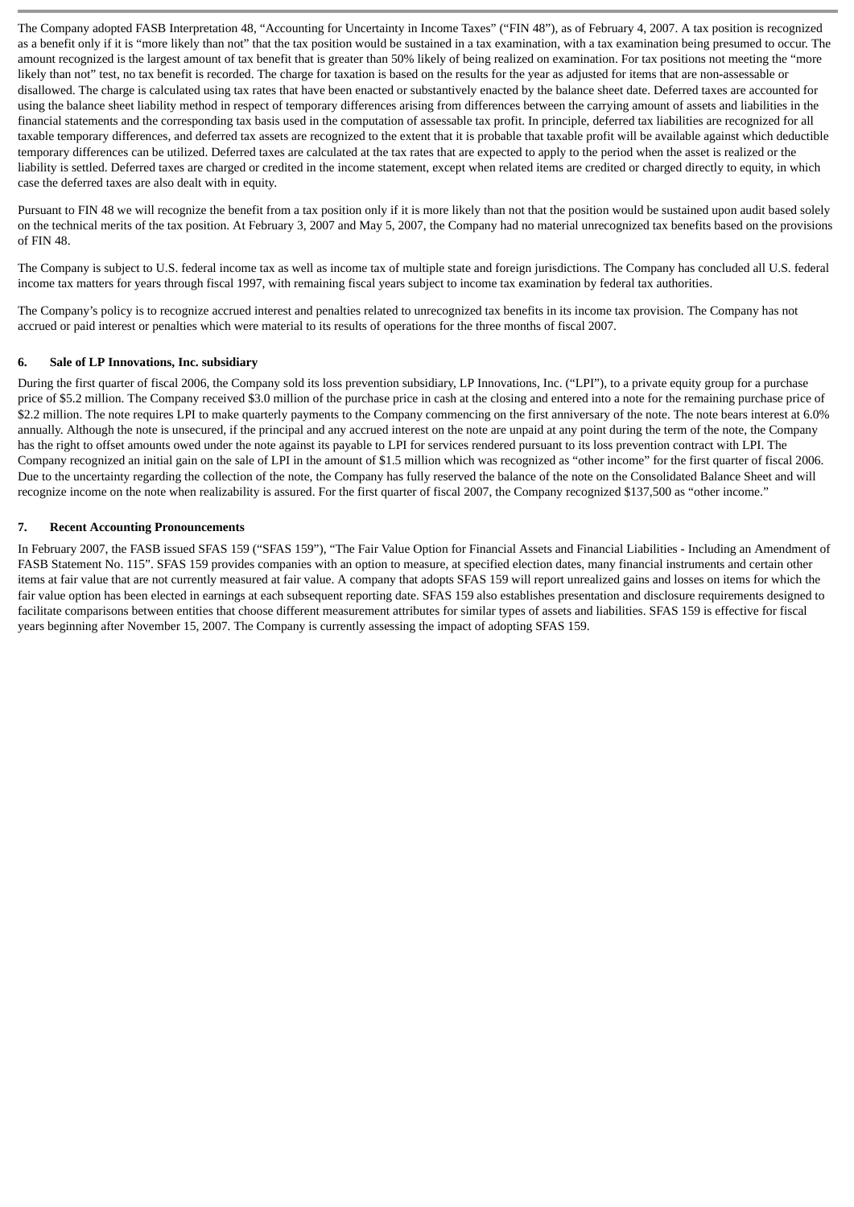The Company adopted FASB Interpretation 48, "Accounting for Uncertainty in Income Taxes" ("FIN 48"), as of February 4, 2007. A tax position is recognized as a benefit only if it is "more likely than not" that the tax position would be sustained in a tax examination, with a tax examination being presumed to occur. The amount recognized is the largest amount of tax benefit that is greater than 50% likely of being realized on examination. For tax positions not meeting the "more likely than not" test, no tax benefit is recorded. The charge for taxation is based on the results for the year as adjusted for items that are non-assessable or disallowed. The charge is calculated using tax rates that have been enacted or substantively enacted by the balance sheet date. Deferred taxes are accounted for using the balance sheet liability method in respect of temporary differences arising from differences between the carrying amount of assets and liabilities in the financial statements and the corresponding tax basis used in the computation of assessable tax profit. In principle, deferred tax liabilities are recognized for all taxable temporary differences, and deferred tax assets are recognized to the extent that it is probable that taxable profit will be available against which deductible temporary differences can be utilized. Deferred taxes are calculated at the tax rates that are expected to apply to the period when the asset is realized or the liability is settled. Deferred taxes are charged or credited in the income statement, except when related items are credited or charged directly to equity, in which case the deferred taxes are also dealt with in equity.

Pursuant to FIN 48 we will recognize the benefit from a tax position only if it is more likely than not that the position would be sustained upon audit based solely on the technical merits of the tax position. At February 3, 2007 and May 5, 2007, the Company had no material unrecognized tax benefits based on the provisions of FIN 48.

The Company is subject to U.S. federal income tax as well as income tax of multiple state and foreign jurisdictions. The Company has concluded all U.S. federal income tax matters for years through fiscal 1997, with remaining fiscal years subject to income tax examination by federal tax authorities.

The Company's policy is to recognize accrued interest and penalties related to unrecognized tax benefits in its income tax provision. The Company has not accrued or paid interest or penalties which were material to its results of operations for the three months of fiscal 2007.

### 6. Sale of LP Innovations, Inc. subsidiary

During the first quarter of fiscal 2006, the Company sold its loss prevention subsidiary, LP Innovations, Inc. ("LPI"), to a private equity group for a purchase price of $5.2 million. The Company received $3.0 million of the purchase price in cash at the closing and entered into a note for the remaining purchase price of $2.2 million. The note requires LPI to make quarterly payments to the Company commencing on the first anniversary of the note. The note bears interest at 6.0% annually. Although the note is unsecured, if the principal and any accrued interest on the note are unpaid at any point during the term of the note, the Company has the right to offset amounts owed under the note against its payable to LPI for services rendered pursuant to its loss prevention contract with LPI. The Company recognized an initial gain on the sale of LPI in the amount of $1.5 million which was recognized as "other income" for the first quarter of fiscal 2006. Due to the uncertainty regarding the collection of the note, the Company has fully reserved the balance of the note on the Consolidated Balance Sheet and will recognize income on the note when realizability is assured. For the first quarter of fiscal 2007, the Company recognized $137,500 as "other income."

### 7. Recent Accounting Pronouncements

In February 2007, the FASB issued SFAS 159 ("SFAS 159"), "The Fair Value Option for Financial Assets and Financial Liabilities - Including an Amendment of FASB Statement No. 115". SFAS 159 provides companies with an option to measure, at specified election dates, many financial instruments and certain other items at fair value that are not currently measured at fair value. A company that adopts SFAS 159 will report unrealized gains and losses on items for which the fair value option has been elected in earnings at each subsequent reporting date. SFAS 159 also establishes presentation and disclosure requirements designed to facilitate comparisons between entities that choose different measurement attributes for similar types of assets and liabilities. SFAS 159 is effective for fiscal years beginning after November 15, 2007. The Company is currently assessing the impact of adopting SFAS 159.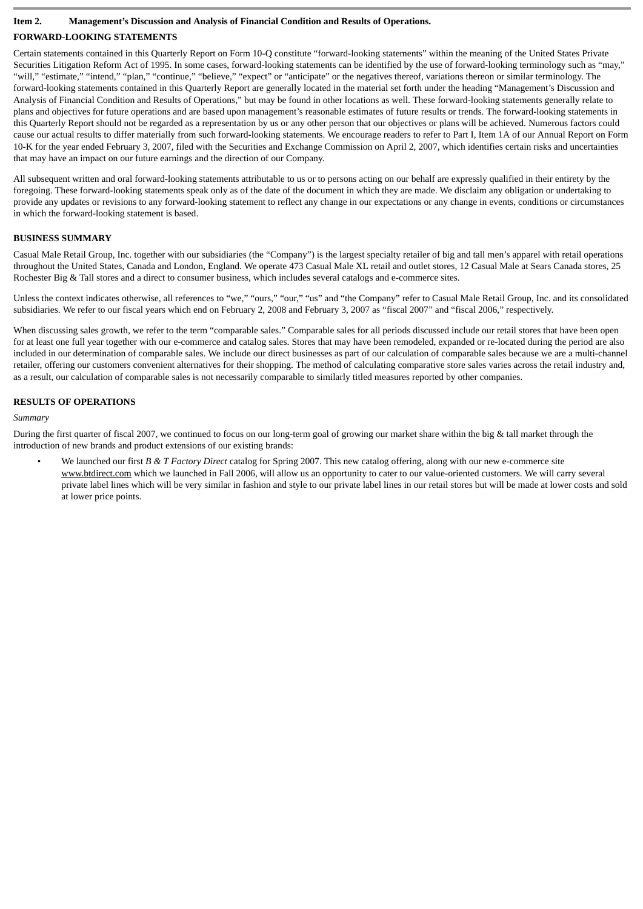## Item 2. Management's Discussion and Analysis of Financial Condition and Results of Operations.

### FORWARD-LOOKING STATEMENTS

Certain statements contained in this Quarterly Report on Form 10-Q constitute "forward-looking statements" within the meaning of the United States Private Securities Litigation Reform Act of 1995. In some cases, forward-looking statements can be identified by the use of forward-looking terminology such as "may," "will," "estimate," "intend," "plan," "continue," "believe," "expect" or "anticipate" or the negatives thereof, variations thereon or similar terminology. The forward-looking statements contained in this Quarterly Report are generally located in the material set forth under the heading "Management's Discussion and Analysis of Financial Condition and Results of Operations," but may be found in other locations as well. These forward-looking statements generally relate to plans and objectives for future operations and are based upon management's reasonable estimates of future results or trends. The forward-looking statements in this Quarterly Report should not be regarded as a representation by us or any other person that our objectives or plans will be achieved. Numerous factors could cause our actual results to differ materially from such forward-looking statements. We encourage readers to refer to Part I, Item 1A of our Annual Report on Form 10-K for the year ended February 3, 2007, filed with the Securities and Exchange Commission on April 2, 2007, which identifies certain risks and uncertainties that may have an impact on our future earnings and the direction of our Company.

All subsequent written and oral forward-looking statements attributable to us or to persons acting on our behalf are expressly qualified in their entirety by the foregoing. These forward-looking statements speak only as of the date of the document in which they are made. We disclaim any obligation or undertaking to provide any updates or revisions to any forward-looking statement to reflect any change in our expectations or any change in events, conditions or circumstances in which the forward-looking statement is based.

### BUSINESS SUMMARY

Casual Male Retail Group, Inc. together with our subsidiaries (the "Company") is the largest specialty retailer of big and tall men's apparel with retail operations throughout the United States, Canada and London, England. We operate 473 Casual Male XL retail and outlet stores, 12 Casual Male at Sears Canada stores, 25 Rochester Big & Tall stores and a direct to consumer business, which includes several catalogs and e-commerce sites.

Unless the context indicates otherwise, all references to "we," "ours," "our," "us" and "the Company" refer to Casual Male Retail Group, Inc. and its consolidated subsidiaries. We refer to our fiscal years which end on February 2, 2008 and February 3, 2007 as "fiscal 2007" and "fiscal 2006," respectively.

When discussing sales growth, we refer to the term "comparable sales." Comparable sales for all periods discussed include our retail stores that have been open for at least one full year together with our e-commerce and catalog sales. Stores that may have been remodeled, expanded or re-located during the period are also included in our determination of comparable sales. We include our direct businesses as part of our calculation of comparable sales because we are a multi-channel retailer, offering our customers convenient alternatives for their shopping. The method of calculating comparative store sales varies across the retail industry and, as a result, our calculation of comparable sales is not necessarily comparable to similarly titled measures reported by other companies.

### RESULTS OF OPERATIONS

*Summary*

During the first quarter of fiscal 2007, we continued to focus on our long-term goal of growing our market share within the big & tall market through the introduction of new brands and product extensions of our existing brands:

- We launched our first *B & T Factory Direct* catalog for Spring 2007. This new catalog offering, along with our new e-commerce site www.btdirect.com which we launched in Fall 2006, will allow us an opportunity to cater to our value-oriented customers. We will carry several private label lines which will be very similar in fashion and style to our private label lines in our retail stores but will be made at lower costs and sold at lower price points.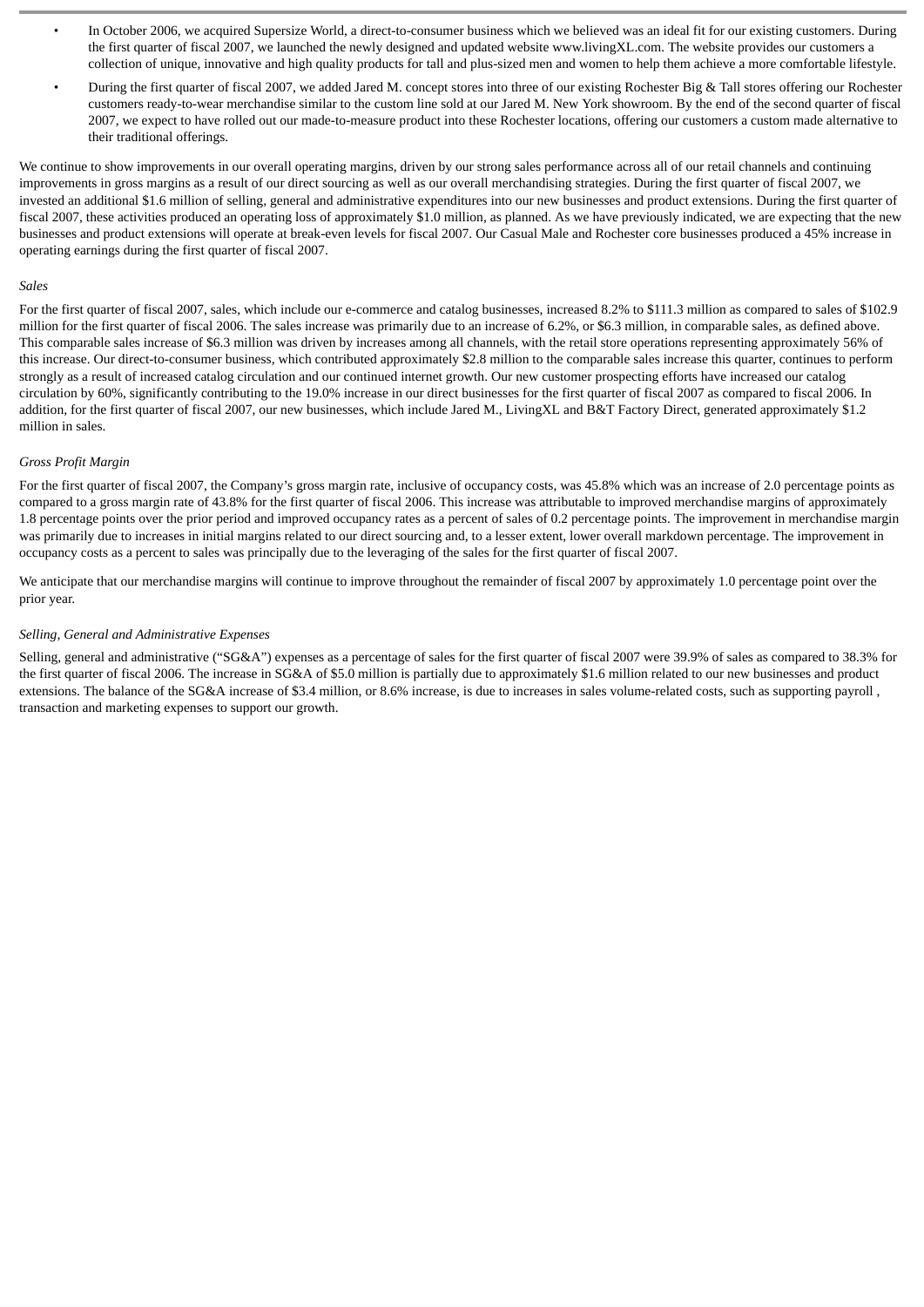- In October 2006, we acquired Supersize World, a direct-to-consumer business which we believed was an ideal fit for our existing customers. During the first quarter of fiscal 2007, we launched the newly designed and updated website www.livingXL.com. The website provides our customers a collection of unique, innovative and high quality products for tall and plus-sized men and women to help them achieve a more comfortable lifestyle.
- During the first quarter of fiscal 2007, we added Jared M. concept stores into three of our existing Rochester Big & Tall stores offering our Rochester customers ready-to-wear merchandise similar to the custom line sold at our Jared M. New York showroom. By the end of the second quarter of fiscal 2007, we expect to have rolled out our made-to-measure product into these Rochester locations, offering our customers a custom made alternative to their traditional offerings.

We continue to show improvements in our overall operating margins, driven by our strong sales performance across all of our retail channels and continuing improvements in gross margins as a result of our direct sourcing as well as our overall merchandising strategies. During the first quarter of fiscal 2007, we invested an additional $1.6 million of selling, general and administrative expenditures into our new businesses and product extensions. During the first quarter of fiscal 2007, these activities produced an operating loss of approximately $1.0 million, as planned. As we have previously indicated, we are expecting that the new businesses and product extensions will operate at break-even levels for fiscal 2007. Our Casual Male and Rochester core businesses produced a 45% increase in operating earnings during the first quarter of fiscal 2007.

*Sales*

For the first quarter of fiscal 2007, sales, which include our e-commerce and catalog businesses, increased 8.2% to $111.3 million as compared to sales of $102.9 million for the first quarter of fiscal 2006. The sales increase was primarily due to an increase of 6.2%, or $6.3 million, in comparable sales, as defined above. This comparable sales increase of $6.3 million was driven by increases among all channels, with the retail store operations representing approximately 56% of this increase. Our direct-to-consumer business, which contributed approximately $2.8 million to the comparable sales increase this quarter, continues to perform strongly as a result of increased catalog circulation and our continued internet growth. Our new customer prospecting efforts have increased our catalog circulation by 60%, significantly contributing to the 19.0% increase in our direct businesses for the first quarter of fiscal 2007 as compared to fiscal 2006. In addition, for the first quarter of fiscal 2007, our new businesses, which include Jared M., LivingXL and B&T Factory Direct, generated approximately $1.2 million in sales.

*Gross Profit Margin*

For the first quarter of fiscal 2007, the Company's gross margin rate, inclusive of occupancy costs, was 45.8% which was an increase of 2.0 percentage points as compared to a gross margin rate of 43.8% for the first quarter of fiscal 2006. This increase was attributable to improved merchandise margins of approximately 1.8 percentage points over the prior period and improved occupancy rates as a percent of sales of 0.2 percentage points. The improvement in merchandise margin was primarily due to increases in initial margins related to our direct sourcing and, to a lesser extent, lower overall markdown percentage. The improvement in occupancy costs as a percent to sales was principally due to the leveraging of the sales for the first quarter of fiscal 2007.

We anticipate that our merchandise margins will continue to improve throughout the remainder of fiscal 2007 by approximately 1.0 percentage point over the prior year.

*Selling, General and Administrative Expenses*

Selling, general and administrative ("SG&A") expenses as a percentage of sales for the first quarter of fiscal 2007 were 39.9% of sales as compared to 38.3% for the first quarter of fiscal 2006. The increase in SG&A of $5.0 million is partially due to approximately $1.6 million related to our new businesses and product extensions. The balance of the SG&A increase of $3.4 million, or 8.6% increase, is due to increases in sales volume-related costs, such as supporting payroll , transaction and marketing expenses to support our growth.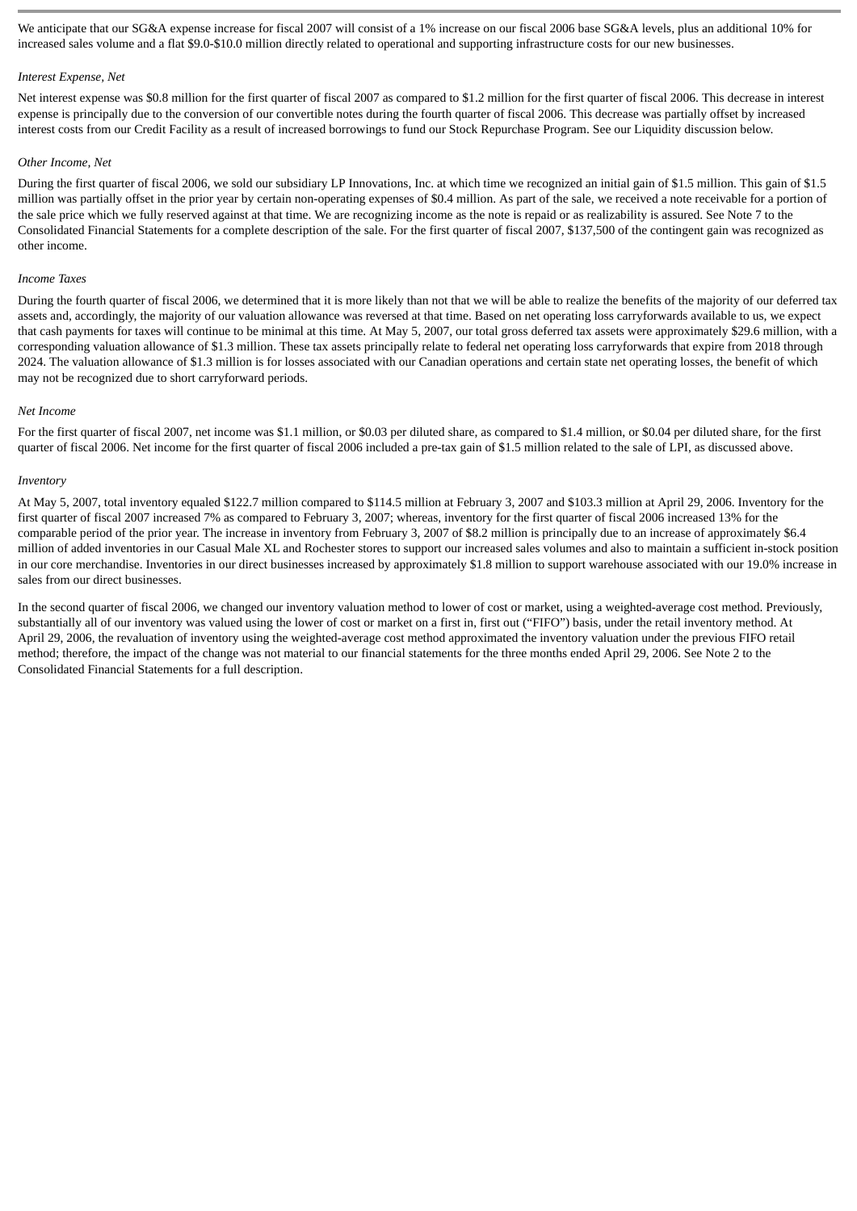We anticipate that our SG&A expense increase for fiscal 2007 will consist of a 1% increase on our fiscal 2006 base SG&A levels, plus an additional 10% for increased sales volume and a flat $9.0-$10.0 million directly related to operational and supporting infrastructure costs for our new businesses.

*Interest Expense, Net*

Net interest expense was $0.8 million for the first quarter of fiscal 2007 as compared to $1.2 million for the first quarter of fiscal 2006. This decrease in interest expense is principally due to the conversion of our convertible notes during the fourth quarter of fiscal 2006. This decrease was partially offset by increased interest costs from our Credit Facility as a result of increased borrowings to fund our Stock Repurchase Program. See our Liquidity discussion below.

*Other Income, Net*

During the first quarter of fiscal 2006, we sold our subsidiary LP Innovations, Inc. at which time we recognized an initial gain of $1.5 million. This gain of $1.5 million was partially offset in the prior year by certain non-operating expenses of $0.4 million. As part of the sale, we received a note receivable for a portion of the sale price which we fully reserved against at that time. We are recognizing income as the note is repaid or as realizability is assured. See Note 7 to the Consolidated Financial Statements for a complete description of the sale. For the first quarter of fiscal 2007, $137,500 of the contingent gain was recognized as other income.

*Income Taxes*

During the fourth quarter of fiscal 2006, we determined that it is more likely than not that we will be able to realize the benefits of the majority of our deferred tax assets and, accordingly, the majority of our valuation allowance was reversed at that time. Based on net operating loss carryforwards available to us, we expect that cash payments for taxes will continue to be minimal at this time. At May 5, 2007, our total gross deferred tax assets were approximately $29.6 million, with a corresponding valuation allowance of $1.3 million. These tax assets principally relate to federal net operating loss carryforwards that expire from 2018 through 2024. The valuation allowance of $1.3 million is for losses associated with our Canadian operations and certain state net operating losses, the benefit of which may not be recognized due to short carryforward periods.

*Net Income*

For the first quarter of fiscal 2007, net income was $1.1 million, or $0.03 per diluted share, as compared to $1.4 million, or $0.04 per diluted share, for the first quarter of fiscal 2006. Net income for the first quarter of fiscal 2006 included a pre-tax gain of $1.5 million related to the sale of LPI, as discussed above.

*Inventory*

At May 5, 2007, total inventory equaled $122.7 million compared to $114.5 million at February 3, 2007 and $103.3 million at April 29, 2006. Inventory for the first quarter of fiscal 2007 increased 7% as compared to February 3, 2007; whereas, inventory for the first quarter of fiscal 2006 increased 13% for the comparable period of the prior year. The increase in inventory from February 3, 2007 of $8.2 million is principally due to an increase of approximately $6.4 million of added inventories in our Casual Male XL and Rochester stores to support our increased sales volumes and also to maintain a sufficient in-stock position in our core merchandise. Inventories in our direct businesses increased by approximately $1.8 million to support warehouse associated with our 19.0% increase in sales from our direct businesses.

In the second quarter of fiscal 2006, we changed our inventory valuation method to lower of cost or market, using a weighted-average cost method. Previously, substantially all of our inventory was valued using the lower of cost or market on a first in, first out ("FIFO") basis, under the retail inventory method. At April 29, 2006, the revaluation of inventory using the weighted-average cost method approximated the inventory valuation under the previous FIFO retail method; therefore, the impact of the change was not material to our financial statements for the three months ended April 29, 2006. See Note 2 to the Consolidated Financial Statements for a full description.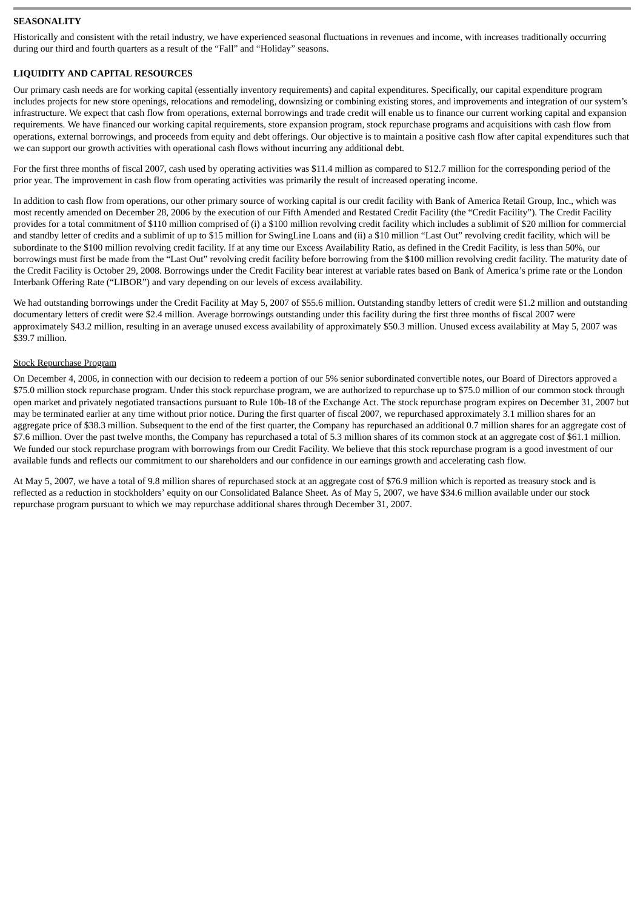## SEASONALITY

Historically and consistent with the retail industry, we have experienced seasonal fluctuations in revenues and income, with increases traditionally occurring during our third and fourth quarters as a result of the "Fall" and "Holiday" seasons.

## LIQUIDITY AND CAPITAL RESOURCES

Our primary cash needs are for working capital (essentially inventory requirements) and capital expenditures. Specifically, our capital expenditure program includes projects for new store openings, relocations and remodeling, downsizing or combining existing stores, and improvements and integration of our system's infrastructure. We expect that cash flow from operations, external borrowings and trade credit will enable us to finance our current working capital and expansion requirements. We have financed our working capital requirements, store expansion program, stock repurchase programs and acquisitions with cash flow from operations, external borrowings, and proceeds from equity and debt offerings. Our objective is to maintain a positive cash flow after capital expenditures such that we can support our growth activities with operational cash flows without incurring any additional debt.

For the first three months of fiscal 2007, cash used by operating activities was $11.4 million as compared to $12.7 million for the corresponding period of the prior year. The improvement in cash flow from operating activities was primarily the result of increased operating income.

In addition to cash flow from operations, our other primary source of working capital is our credit facility with Bank of America Retail Group, Inc., which was most recently amended on December 28, 2006 by the execution of our Fifth Amended and Restated Credit Facility (the "Credit Facility"). The Credit Facility provides for a total commitment of $110 million comprised of (i) a $100 million revolving credit facility which includes a sublimit of $20 million for commercial and standby letter of credits and a sublimit of up to $15 million for SwingLine Loans and (ii) a $10 million "Last Out" revolving credit facility, which will be subordinate to the $100 million revolving credit facility. If at any time our Excess Availability Ratio, as defined in the Credit Facility, is less than 50%, our borrowings must first be made from the "Last Out" revolving credit facility before borrowing from the $100 million revolving credit facility. The maturity date of the Credit Facility is October 29, 2008. Borrowings under the Credit Facility bear interest at variable rates based on Bank of America's prime rate or the London Interbank Offering Rate ("LIBOR") and vary depending on our levels of excess availability.

We had outstanding borrowings under the Credit Facility at May 5, 2007 of $55.6 million. Outstanding standby letters of credit were $1.2 million and outstanding documentary letters of credit were $2.4 million. Average borrowings outstanding under this facility during the first three months of fiscal 2007 were approximately $43.2 million, resulting in an average unused excess availability of approximately $50.3 million. Unused excess availability at May 5, 2007 was $39.7 million.

### Stock Repurchase Program

On December 4, 2006, in connection with our decision to redeem a portion of our 5% senior subordinated convertible notes, our Board of Directors approved a $75.0 million stock repurchase program. Under this stock repurchase program, we are authorized to repurchase up to $75.0 million of our common stock through open market and privately negotiated transactions pursuant to Rule 10b-18 of the Exchange Act. The stock repurchase program expires on December 31, 2007 but may be terminated earlier at any time without prior notice. During the first quarter of fiscal 2007, we repurchased approximately 3.1 million shares for an aggregate price of $38.3 million. Subsequent to the end of the first quarter, the Company has repurchased an additional 0.7 million shares for an aggregate cost of $7.6 million. Over the past twelve months, the Company has repurchased a total of 5.3 million shares of its common stock at an aggregate cost of $61.1 million. We funded our stock repurchase program with borrowings from our Credit Facility. We believe that this stock repurchase program is a good investment of our available funds and reflects our commitment to our shareholders and our confidence in our earnings growth and accelerating cash flow.

At May 5, 2007, we have a total of 9.8 million shares of repurchased stock at an aggregate cost of $76.9 million which is reported as treasury stock and is reflected as a reduction in stockholders' equity on our Consolidated Balance Sheet. As of May 5, 2007, we have $34.6 million available under our stock repurchase program pursuant to which we may repurchase additional shares through December 31, 2007.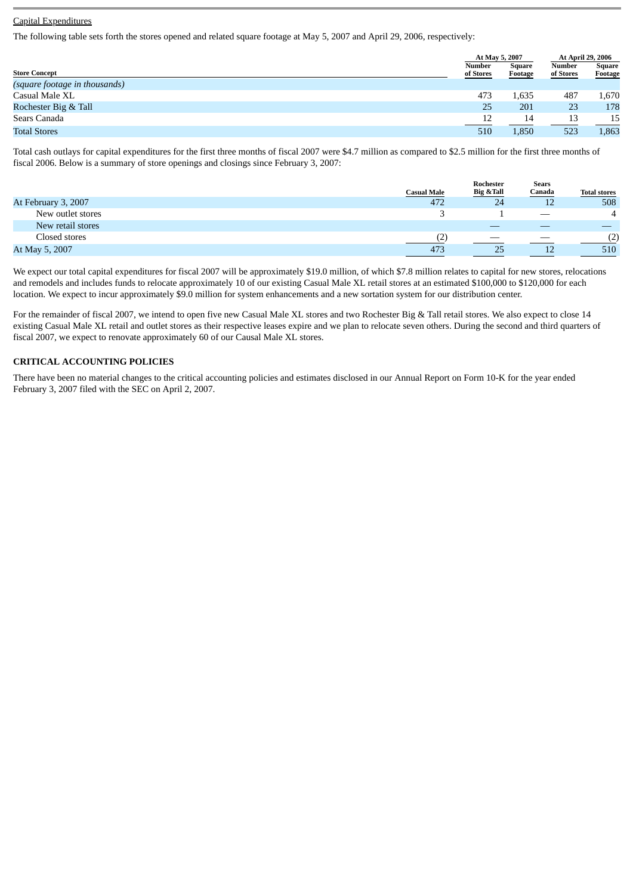Capital Expenditures

The following table sets forth the stores opened and related square footage at May 5, 2007 and April 29, 2006, respectively:

| Store Concept | At May 5, 2007 | | At April 29, 2006 | |
|---|---|---|---|---|
| | Number of Stores | Square Footage | Number of Stores | Square Footage |
| *(square footage in thousands)* | | | | |
| Casual Male XL | 473 | 1,635 | 487 | 1,670 |
| Rochester Big & Tall | 25 | 201 | 23 | 178 |
| Sears Canada | 12 | 14 | 13 | 15 |
| Total Stores | 510 | 1,850 | 523 | 1,863 |

Total cash outlays for capital expenditures for the first three months of fiscal 2007 were $4.7 million as compared to $2.5 million for the first three months of fiscal 2006. Below is a summary of store openings and closings since February 3, 2007:

| | Casual Male | Rochester Big &Tall | Sears Canada | Total stores |
|---|---|---|---|---|
| At February 3, 2007 | 472 | 24 | 12 | 508 |
| New outlet stores | 3 | 1 | — | 4 |
| New retail stores | | — | — | — |
| Closed stores | (2) | — | — | (2) |
| At May 5, 2007 | 473 | 25 | 12 | 510 |

We expect our total capital expenditures for fiscal 2007 will be approximately $19.0 million, of which $7.8 million relates to capital for new stores, relocations and remodels and includes funds to relocate approximately 10 of our existing Casual Male XL retail stores at an estimated $100,000 to $120,000 for each location. We expect to incur approximately $9.0 million for system enhancements and a new sortation system for our distribution center.

For the remainder of fiscal 2007, we intend to open five new Casual Male XL stores and two Rochester Big & Tall retail stores. We also expect to close 14 existing Casual Male XL retail and outlet stores as their respective leases expire and we plan to relocate seven others. During the second and third quarters of fiscal 2007, we expect to renovate approximately 60 of our Causal Male XL stores.

## CRITICAL ACCOUNTING POLICIES

There have been no material changes to the critical accounting policies and estimates disclosed in our Annual Report on Form 10-K for the year ended February 3, 2007 filed with the SEC on April 2, 2007.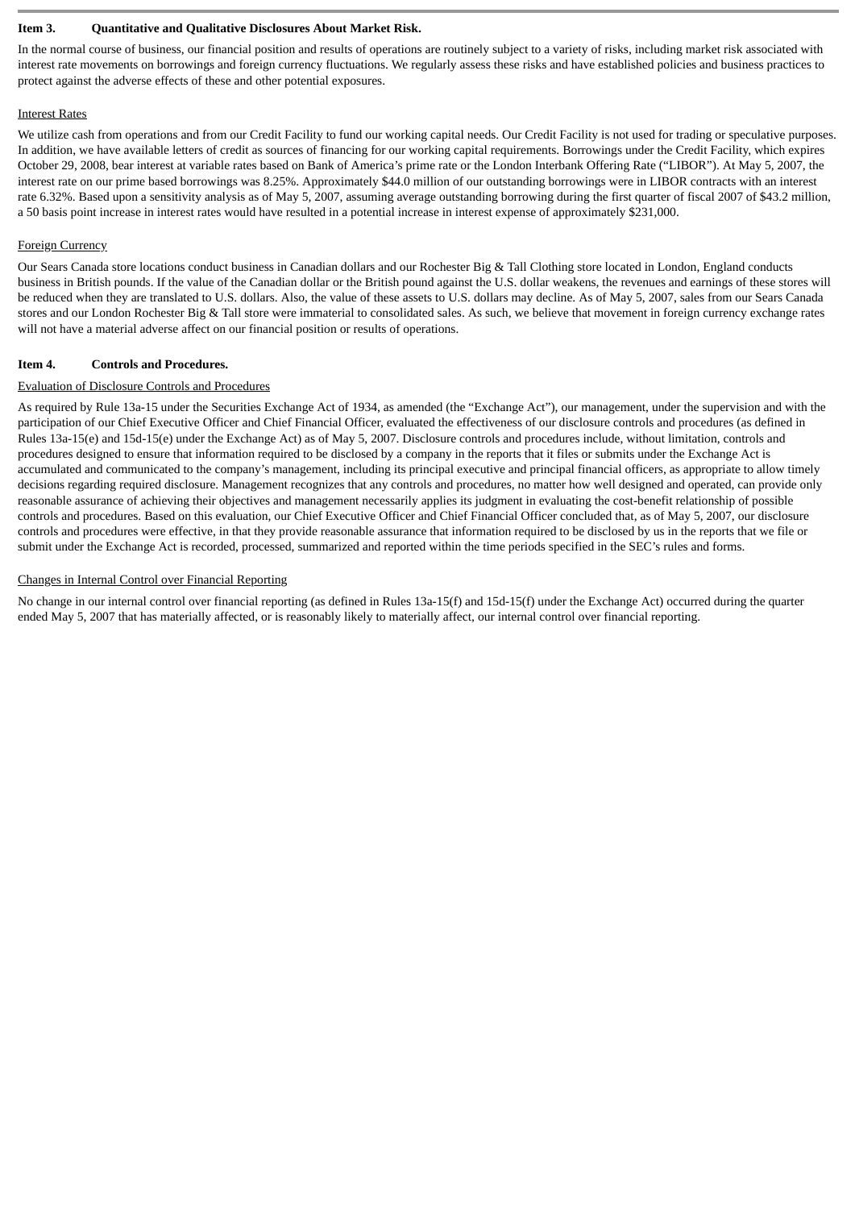## Item 3. Quantitative and Qualitative Disclosures About Market Risk.

In the normal course of business, our financial position and results of operations are routinely subject to a variety of risks, including market risk associated with interest rate movements on borrowings and foreign currency fluctuations. We regularly assess these risks and have established policies and business practices to protect against the adverse effects of these and other potential exposures.

Interest Rates

We utilize cash from operations and from our Credit Facility to fund our working capital needs. Our Credit Facility is not used for trading or speculative purposes. In addition, we have available letters of credit as sources of financing for our working capital requirements. Borrowings under the Credit Facility, which expires October 29, 2008, bear interest at variable rates based on Bank of America's prime rate or the London Interbank Offering Rate ("LIBOR"). At May 5, 2007, the interest rate on our prime based borrowings was 8.25%. Approximately $44.0 million of our outstanding borrowings were in LIBOR contracts with an interest rate 6.32%. Based upon a sensitivity analysis as of May 5, 2007, assuming average outstanding borrowing during the first quarter of fiscal 2007 of $43.2 million, a 50 basis point increase in interest rates would have resulted in a potential increase in interest expense of approximately $231,000.

Foreign Currency

Our Sears Canada store locations conduct business in Canadian dollars and our Rochester Big & Tall Clothing store located in London, England conducts business in British pounds. If the value of the Canadian dollar or the British pound against the U.S. dollar weakens, the revenues and earnings of these stores will be reduced when they are translated to U.S. dollars. Also, the value of these assets to U.S. dollars may decline. As of May 5, 2007, sales from our Sears Canada stores and our London Rochester Big & Tall store were immaterial to consolidated sales. As such, we believe that movement in foreign currency exchange rates will not have a material adverse affect on our financial position or results of operations.

## Item 4. Controls and Procedures.

Evaluation of Disclosure Controls and Procedures

As required by Rule 13a-15 under the Securities Exchange Act of 1934, as amended (the "Exchange Act"), our management, under the supervision and with the participation of our Chief Executive Officer and Chief Financial Officer, evaluated the effectiveness of our disclosure controls and procedures (as defined in Rules 13a-15(e) and 15d-15(e) under the Exchange Act) as of May 5, 2007. Disclosure controls and procedures include, without limitation, controls and procedures designed to ensure that information required to be disclosed by a company in the reports that it files or submits under the Exchange Act is accumulated and communicated to the company's management, including its principal executive and principal financial officers, as appropriate to allow timely decisions regarding required disclosure. Management recognizes that any controls and procedures, no matter how well designed and operated, can provide only reasonable assurance of achieving their objectives and management necessarily applies its judgment in evaluating the cost-benefit relationship of possible controls and procedures. Based on this evaluation, our Chief Executive Officer and Chief Financial Officer concluded that, as of May 5, 2007, our disclosure controls and procedures were effective, in that they provide reasonable assurance that information required to be disclosed by us in the reports that we file or submit under the Exchange Act is recorded, processed, summarized and reported within the time periods specified in the SEC's rules and forms.

Changes in Internal Control over Financial Reporting

No change in our internal control over financial reporting (as defined in Rules 13a-15(f) and 15d-15(f) under the Exchange Act) occurred during the quarter ended May 5, 2007 that has materially affected, or is reasonably likely to materially affect, our internal control over financial reporting.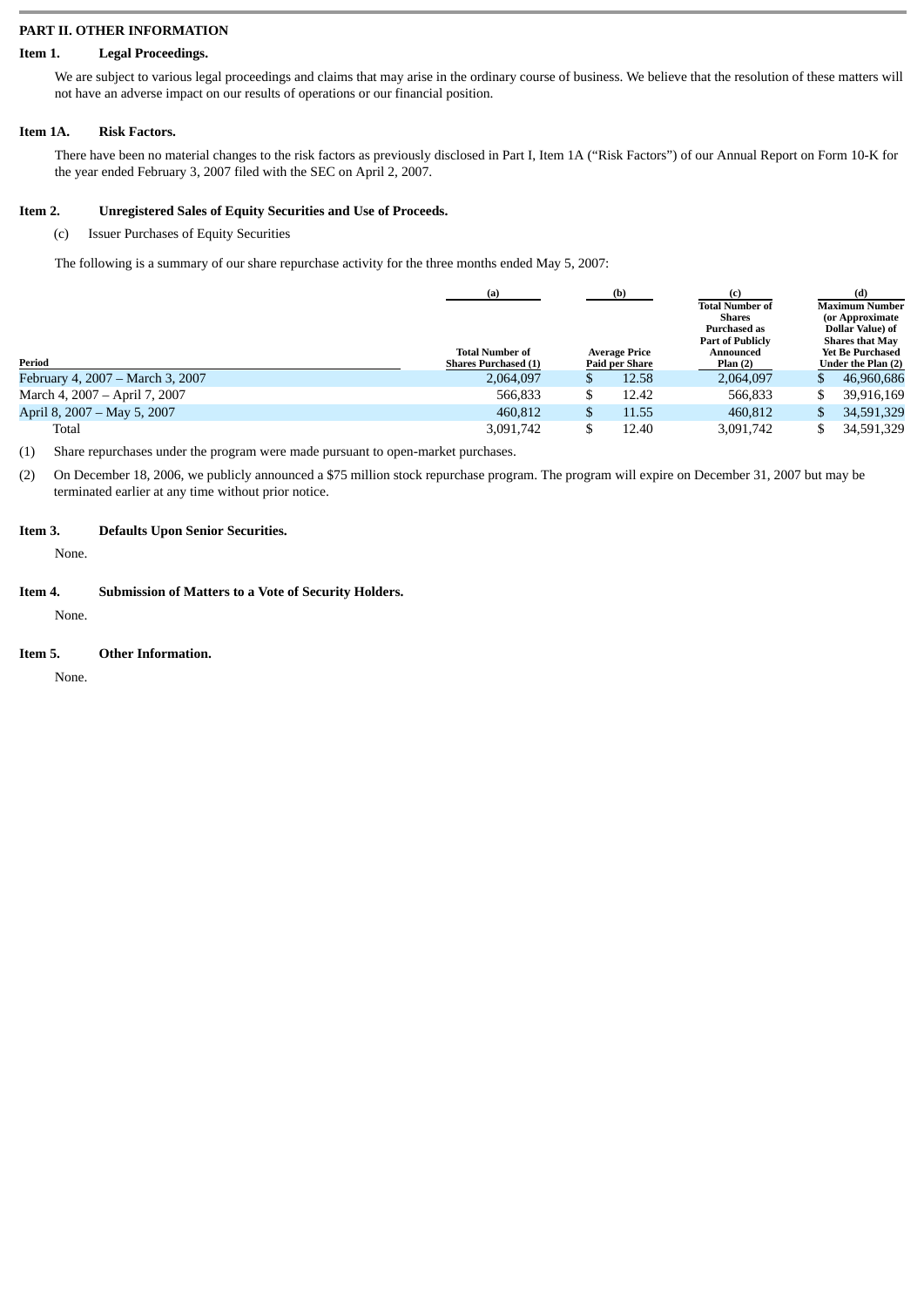## PART II. OTHER INFORMATION

### Item 1. Legal Proceedings.

We are subject to various legal proceedings and claims that may arise in the ordinary course of business. We believe that the resolution of these matters will not have an adverse impact on our results of operations or our financial position.

### Item 1A. Risk Factors.

There have been no material changes to the risk factors as previously disclosed in Part I, Item 1A ("Risk Factors") of our Annual Report on Form 10-K for the year ended February 3, 2007 filed with the SEC on April 2, 2007.

### Item 2. Unregistered Sales of Equity Securities and Use of Proceeds.

(c) Issuer Purchases of Equity Securities

The following is a summary of our share repurchase activity for the three months ended May 5, 2007:

| Period | (a) Total Number of Shares Purchased (1) | (b) Average Price Paid per Share | (c) Total Number of Shares Purchased as Part of Publicly Announced Plan (2) | (d) Maximum Number (or Approximate Dollar Value) of Shares that May Yet Be Purchased Under the Plan (2) |
|---|---|---|---|---|
| February 4, 2007 – March 3, 2007 | 2,064,097 | $ 12.58 | 2,064,097 | $ 46,960,686 |
| March 4, 2007 – April 7, 2007 | 566,833 | $ 12.42 | 566,833 | $ 39,916,169 |
| April 8, 2007 – May 5, 2007 | 460,812 | $ 11.55 | 460,812 | $ 34,591,329 |
| Total | 3,091,742 | $ 12.40 | 3,091,742 | $ 34,591,329 |

(1) Share repurchases under the program were made pursuant to open-market purchases.

(2) On December 18, 2006, we publicly announced a $75 million stock repurchase program. The program will expire on December 31, 2007 but may be terminated earlier at any time without prior notice.

### Item 3. Defaults Upon Senior Securities.

None.

### Item 4. Submission of Matters to a Vote of Security Holders.

None.

### Item 5. Other Information.

None.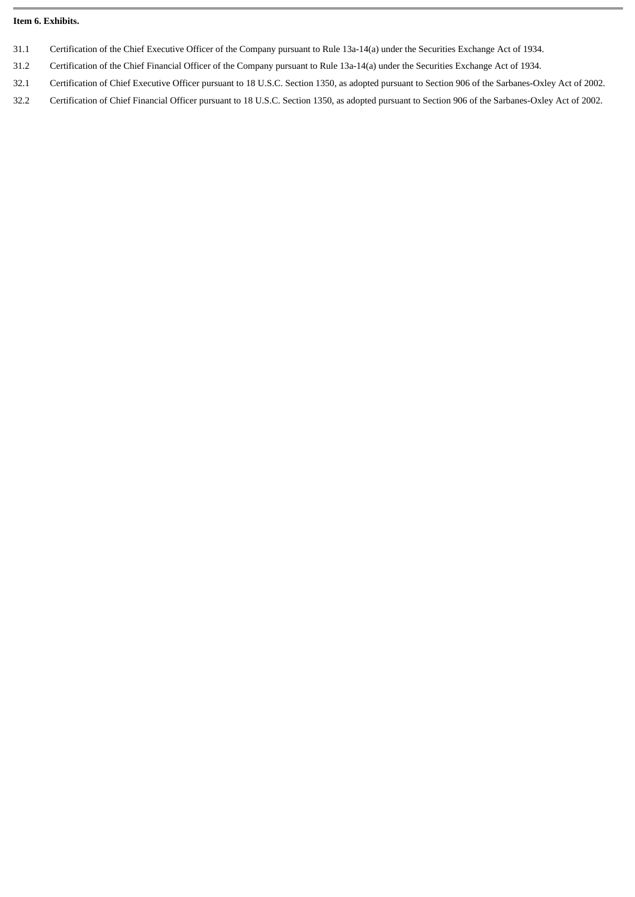**Item 6. Exhibits.**

| | |
|---|---|
| 31.1 | Certification of the Chief Executive Officer of the Company pursuant to Rule 13a-14(a) under the Securities Exchange Act of 1934. |
| 31.2 | Certification of the Chief Financial Officer of the Company pursuant to Rule 13a-14(a) under the Securities Exchange Act of 1934. |
| 32.1 | Certification of Chief Executive Officer pursuant to 18 U.S.C. Section 1350, as adopted pursuant to Section 906 of the Sarbanes-Oxley Act of 2002. |
| 32.2 | Certification of Chief Financial Officer pursuant to 18 U.S.C. Section 1350, as adopted pursuant to Section 906 of the Sarbanes-Oxley Act of 2002. |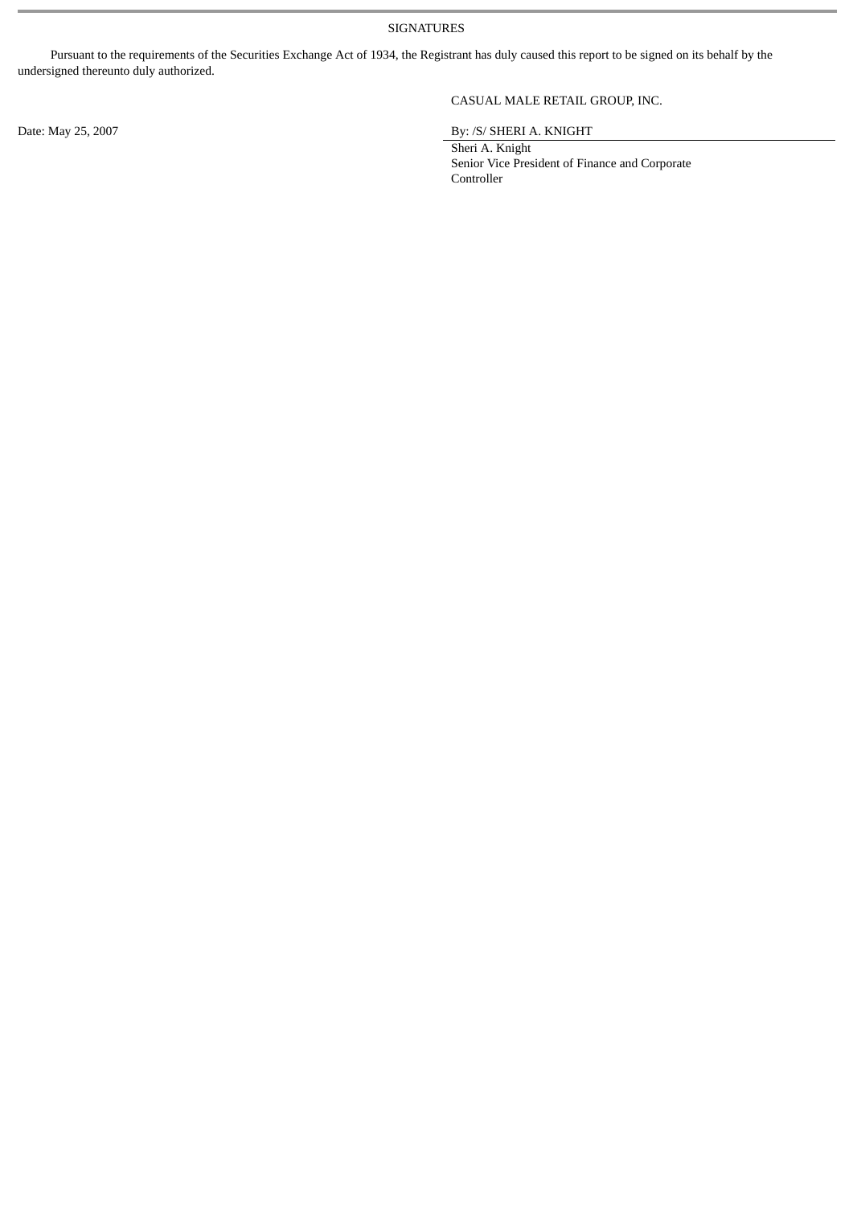SIGNATURES

Pursuant to the requirements of the Securities Exchange Act of 1934, the Registrant has duly caused this report to be signed on its behalf by the undersigned thereunto duly authorized.

CASUAL MALE RETAIL GROUP, INC.

Date: May 25, 2007

By: /S/ SHERI A. KNIGHT

Sheri A. Knight
Senior Vice President of Finance and Corporate Controller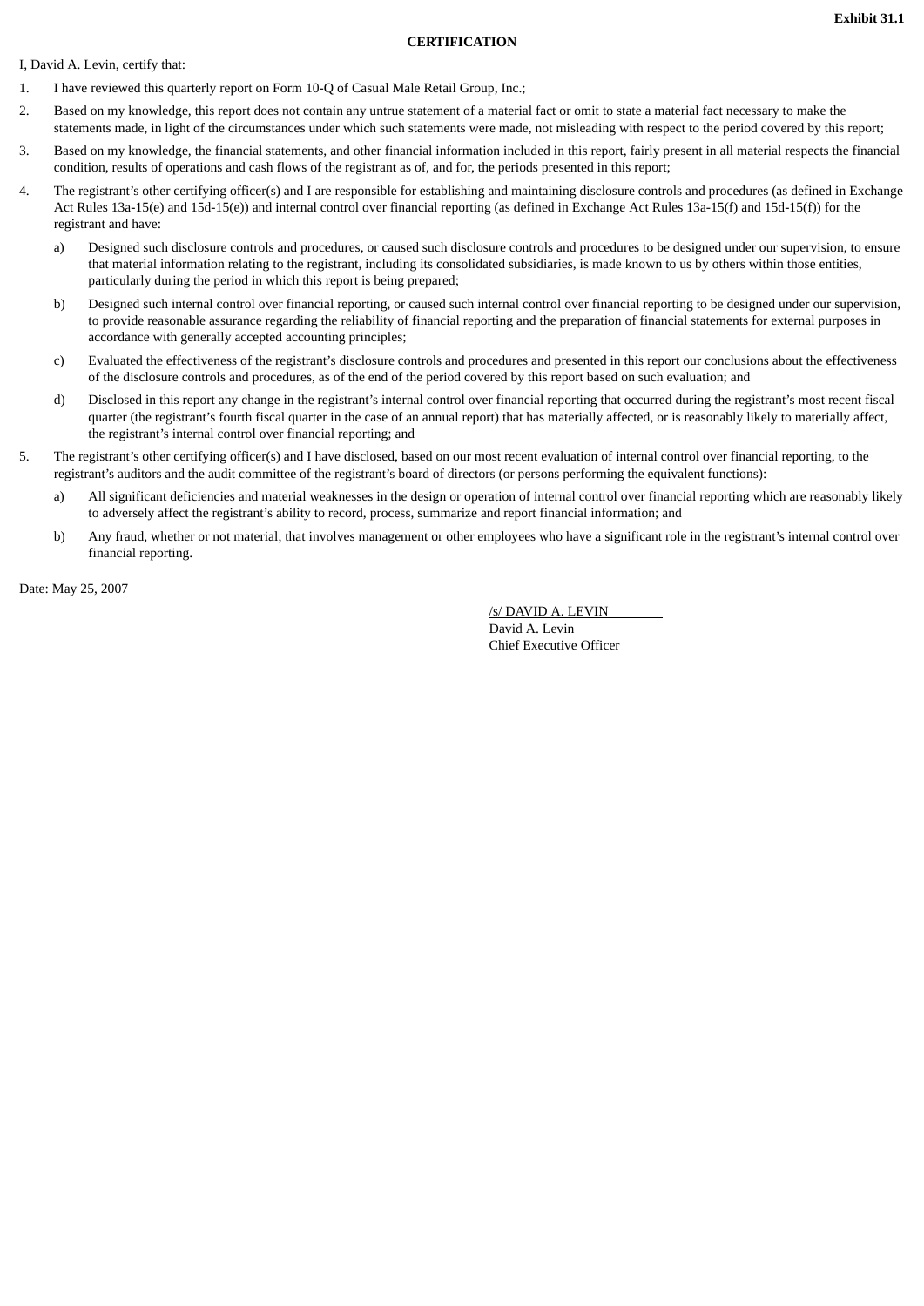**Exhibit 31.1**

**CERTIFICATION**

I, David A. Levin, certify that:

1. I have reviewed this quarterly report on Form 10-Q of Casual Male Retail Group, Inc.;
2. Based on my knowledge, this report does not contain any untrue statement of a material fact or omit to state a material fact necessary to make the statements made, in light of the circumstances under which such statements were made, not misleading with respect to the period covered by this report;
3. Based on my knowledge, the financial statements, and other financial information included in this report, fairly present in all material respects the financial condition, results of operations and cash flows of the registrant as of, and for, the periods presented in this report;
4. The registrant's other certifying officer(s) and I are responsible for establishing and maintaining disclosure controls and procedures (as defined in Exchange Act Rules 13a-15(e) and 15d-15(e)) and internal control over financial reporting (as defined in Exchange Act Rules 13a-15(f) and 15d-15(f)) for the registrant and have:
   a) Designed such disclosure controls and procedures, or caused such disclosure controls and procedures to be designed under our supervision, to ensure that material information relating to the registrant, including its consolidated subsidiaries, is made known to us by others within those entities, particularly during the period in which this report is being prepared;
   b) Designed such internal control over financial reporting, or caused such internal control over financial reporting to be designed under our supervision, to provide reasonable assurance regarding the reliability of financial reporting and the preparation of financial statements for external purposes in accordance with generally accepted accounting principles;
   c) Evaluated the effectiveness of the registrant's disclosure controls and procedures and presented in this report our conclusions about the effectiveness of the disclosure controls and procedures, as of the end of the period covered by this report based on such evaluation; and
   d) Disclosed in this report any change in the registrant's internal control over financial reporting that occurred during the registrant's most recent fiscal quarter (the registrant's fourth fiscal quarter in the case of an annual report) that has materially affected, or is reasonably likely to materially affect, the registrant's internal control over financial reporting; and
5. The registrant's other certifying officer(s) and I have disclosed, based on our most recent evaluation of internal control over financial reporting, to the registrant's auditors and the audit committee of the registrant's board of directors (or persons performing the equivalent functions):
   a) All significant deficiencies and material weaknesses in the design or operation of internal control over financial reporting which are reasonably likely to adversely affect the registrant's ability to record, process, summarize and report financial information; and
   b) Any fraud, whether or not material, that involves management or other employees who have a significant role in the registrant's internal control over financial reporting.

Date: May 25, 2007

/s/ DAVID A. LEVIN
David A. Levin
Chief Executive Officer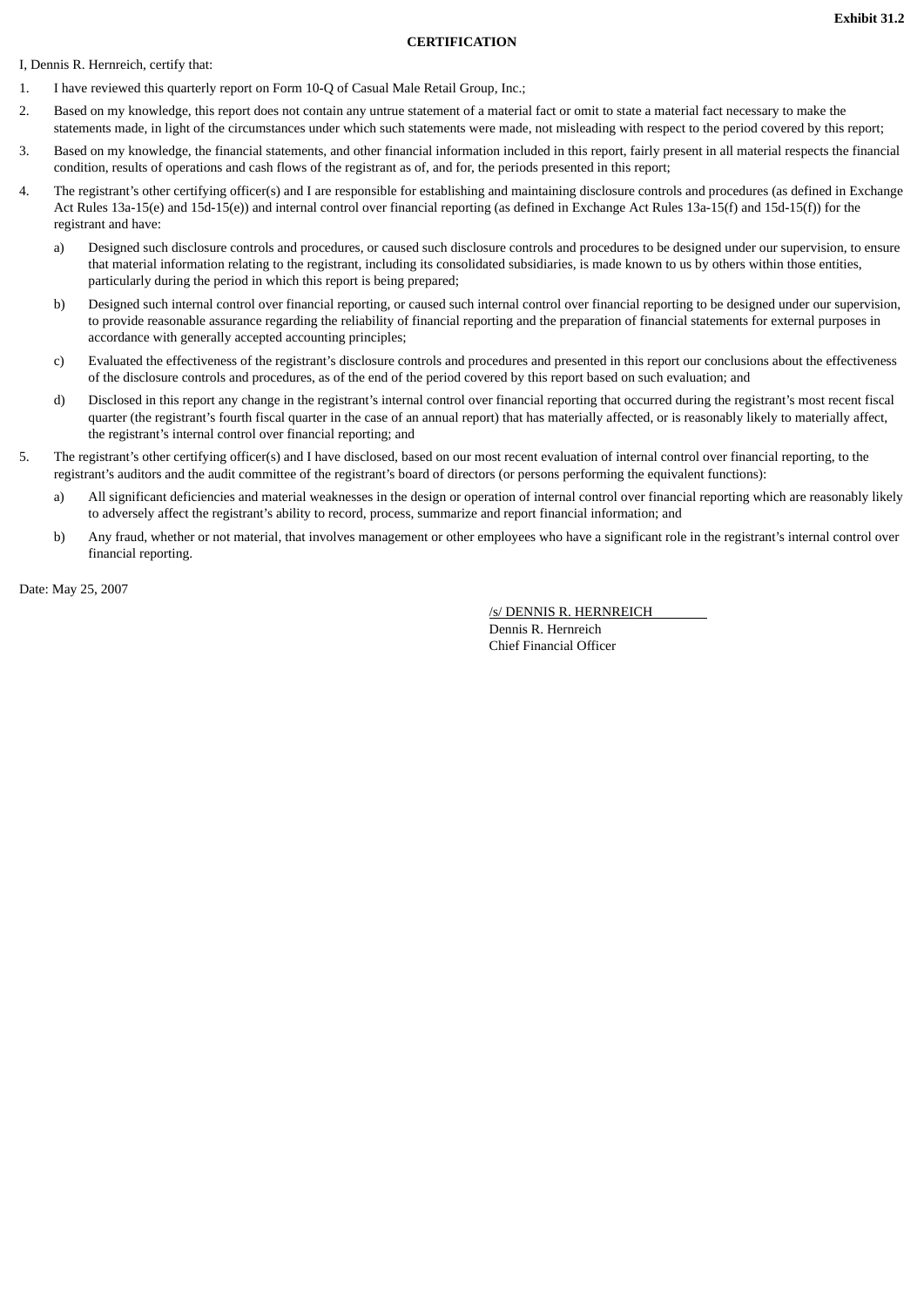**Exhibit 31.2**

**CERTIFICATION**

I, Dennis R. Hernreich, certify that:

1. I have reviewed this quarterly report on Form 10-Q of Casual Male Retail Group, Inc.;

2. Based on my knowledge, this report does not contain any untrue statement of a material fact or omit to state a material fact necessary to make the statements made, in light of the circumstances under which such statements were made, not misleading with respect to the period covered by this report;

3. Based on my knowledge, the financial statements, and other financial information included in this report, fairly present in all material respects the financial condition, results of operations and cash flows of the registrant as of, and for, the periods presented in this report;

4. The registrant's other certifying officer(s) and I are responsible for establishing and maintaining disclosure controls and procedures (as defined in Exchange Act Rules 13a-15(e) and 15d-15(e)) and internal control over financial reporting (as defined in Exchange Act Rules 13a-15(f) and 15d-15(f)) for the registrant and have:

   a) Designed such disclosure controls and procedures, or caused such disclosure controls and procedures to be designed under our supervision, to ensure that material information relating to the registrant, including its consolidated subsidiaries, is made known to us by others within those entities, particularly during the period in which this report is being prepared;

   b) Designed such internal control over financial reporting, or caused such internal control over financial reporting to be designed under our supervision, to provide reasonable assurance regarding the reliability of financial reporting and the preparation of financial statements for external purposes in accordance with generally accepted accounting principles;

   c) Evaluated the effectiveness of the registrant's disclosure controls and procedures and presented in this report our conclusions about the effectiveness of the disclosure controls and procedures, as of the end of the period covered by this report based on such evaluation; and

   d) Disclosed in this report any change in the registrant's internal control over financial reporting that occurred during the registrant's most recent fiscal quarter (the registrant's fourth fiscal quarter in the case of an annual report) that has materially affected, or is reasonably likely to materially affect, the registrant's internal control over financial reporting; and

5. The registrant's other certifying officer(s) and I have disclosed, based on our most recent evaluation of internal control over financial reporting, to the registrant's auditors and the audit committee of the registrant's board of directors (or persons performing the equivalent functions):

   a) All significant deficiencies and material weaknesses in the design or operation of internal control over financial reporting which are reasonably likely to adversely affect the registrant's ability to record, process, summarize and report financial information; and

   b) Any fraud, whether or not material, that involves management or other employees who have a significant role in the registrant's internal control over financial reporting.

Date: May 25, 2007

/s/ DENNIS R. HERNREICH
Dennis R. Hernreich
Chief Financial Officer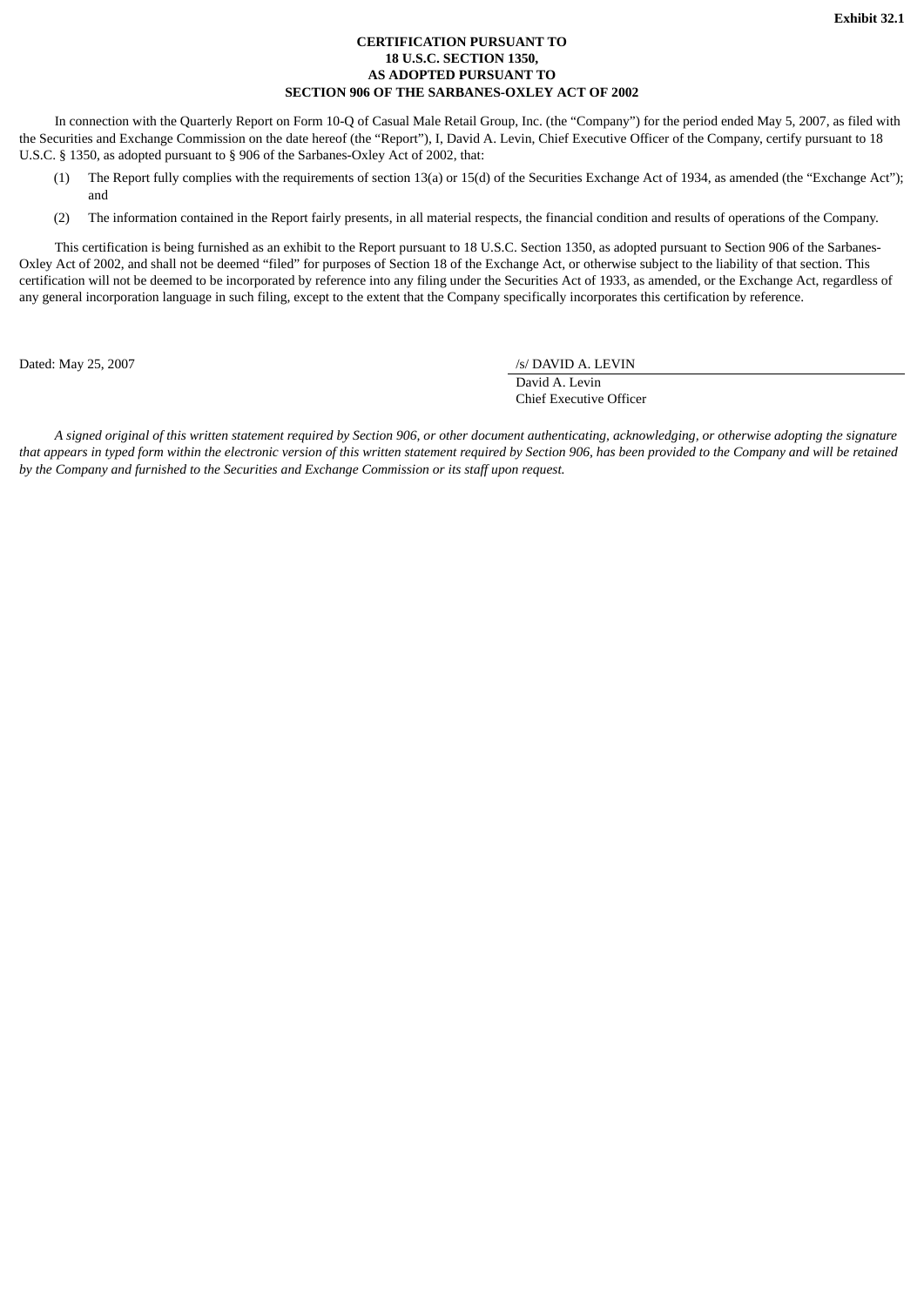**Exhibit 32.1**

**CERTIFICATION PURSUANT TO**
**18 U.S.C. SECTION 1350,**
**AS ADOPTED PURSUANT TO**
**SECTION 906 OF THE SARBANES-OXLEY ACT OF 2002**

In connection with the Quarterly Report on Form 10-Q of Casual Male Retail Group, Inc. (the "Company") for the period ended May 5, 2007, as filed with the Securities and Exchange Commission on the date hereof (the "Report"), I, David A. Levin, Chief Executive Officer of the Company, certify pursuant to 18 U.S.C. § 1350, as adopted pursuant to § 906 of the Sarbanes-Oxley Act of 2002, that:

(1) The Report fully complies with the requirements of section 13(a) or 15(d) of the Securities Exchange Act of 1934, as amended (the "Exchange Act"); and

(2) The information contained in the Report fairly presents, in all material respects, the financial condition and results of operations of the Company.

This certification is being furnished as an exhibit to the Report pursuant to 18 U.S.C. Section 1350, as adopted pursuant to Section 906 of the Sarbanes-Oxley Act of 2002, and shall not be deemed "filed" for purposes of Section 18 of the Exchange Act, or otherwise subject to the liability of that section. This certification will not be deemed to be incorporated by reference into any filing under the Securities Act of 1933, as amended, or the Exchange Act, regardless of any general incorporation language in such filing, except to the extent that the Company specifically incorporates this certification by reference.

Dated: May 25, 2007

/s/ DAVID A. LEVIN
David A. Levin
Chief Executive Officer

*A signed original of this written statement required by Section 906, or other document authenticating, acknowledging, or otherwise adopting the signature that appears in typed form within the electronic version of this written statement required by Section 906, has been provided to the Company and will be retained by the Company and furnished to the Securities and Exchange Commission or its staff upon request.*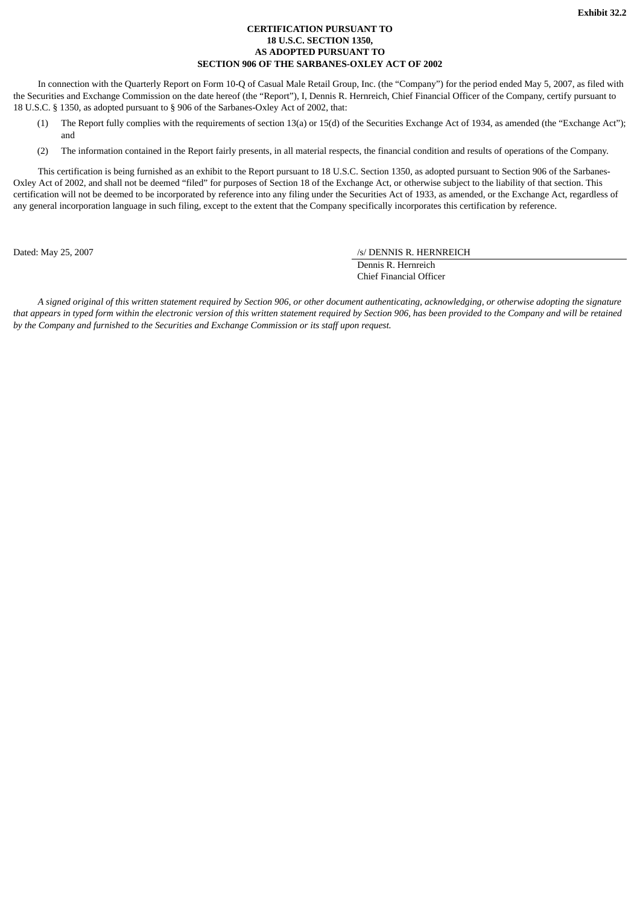**Exhibit 32.2**

**CERTIFICATION PURSUANT TO
18 U.S.C. SECTION 1350,
AS ADOPTED PURSUANT TO
SECTION 906 OF THE SARBANES-OXLEY ACT OF 2002**

In connection with the Quarterly Report on Form 10-Q of Casual Male Retail Group, Inc. (the "Company") for the period ended May 5, 2007, as filed with the Securities and Exchange Commission on the date hereof (the "Report"), I, Dennis R. Hernreich, Chief Financial Officer of the Company, certify pursuant to 18 U.S.C. § 1350, as adopted pursuant to § 906 of the Sarbanes-Oxley Act of 2002, that:

(1) The Report fully complies with the requirements of section 13(a) or 15(d) of the Securities Exchange Act of 1934, as amended (the "Exchange Act"); and

(2) The information contained in the Report fairly presents, in all material respects, the financial condition and results of operations of the Company.

This certification is being furnished as an exhibit to the Report pursuant to 18 U.S.C. Section 1350, as adopted pursuant to Section 906 of the Sarbanes-Oxley Act of 2002, and shall not be deemed "filed" for purposes of Section 18 of the Exchange Act, or otherwise subject to the liability of that section. This certification will not be deemed to be incorporated by reference into any filing under the Securities Act of 1933, as amended, or the Exchange Act, regardless of any general incorporation language in such filing, except to the extent that the Company specifically incorporates this certification by reference.

Dated: May 25, 2007

/s/ DENNIS R. HERNREICH
Dennis R. Hernreich
Chief Financial Officer

*A signed original of this written statement required by Section 906, or other document authenticating, acknowledging, or otherwise adopting the signature that appears in typed form within the electronic version of this written statement required by Section 906, has been provided to the Company and will be retained by the Company and furnished to the Securities and Exchange Commission or its staff upon request.*